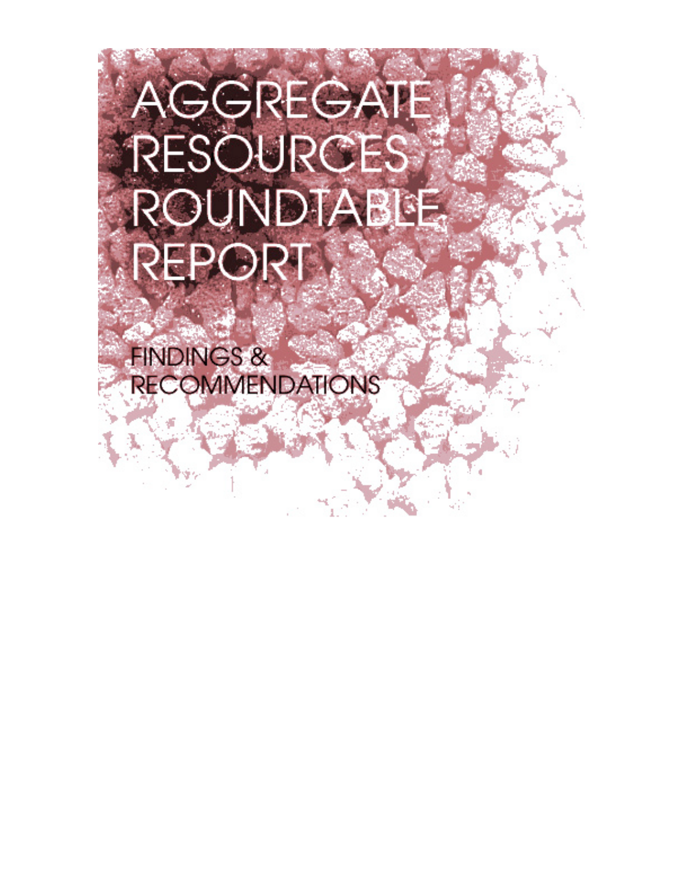# AGGREGATE RESOURCES ROUNDTABLE REPORT

## FINDINGS & RECOMMENDATIONS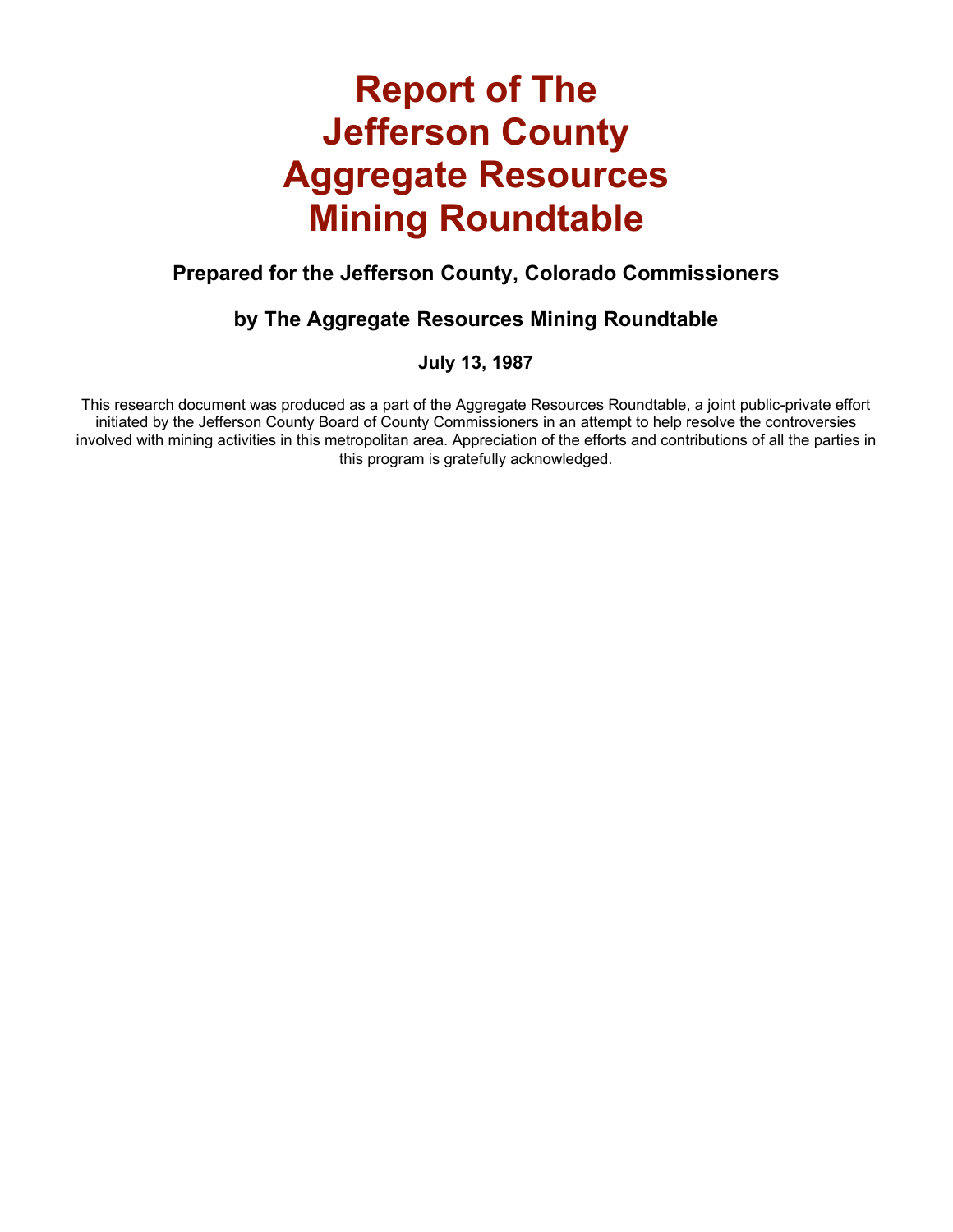# Report of The Jefferson County Aggregate Resources Mining Roundtable

### Prepared for the Jefferson County, Colorado Commissioners

### by The Aggregate Resources Mining Roundtable

**July 13, 1987**

This research document was produced as a part of the Aggregate Resources Roundtable, a joint public-private effort initiated by the Jefferson County Board of County Commissioners in an attempt to help resolve the controversies involved with mining activities in this metropolitan area. Appreciation of the efforts and contributions of all the parties in this program is gratefully acknowledged.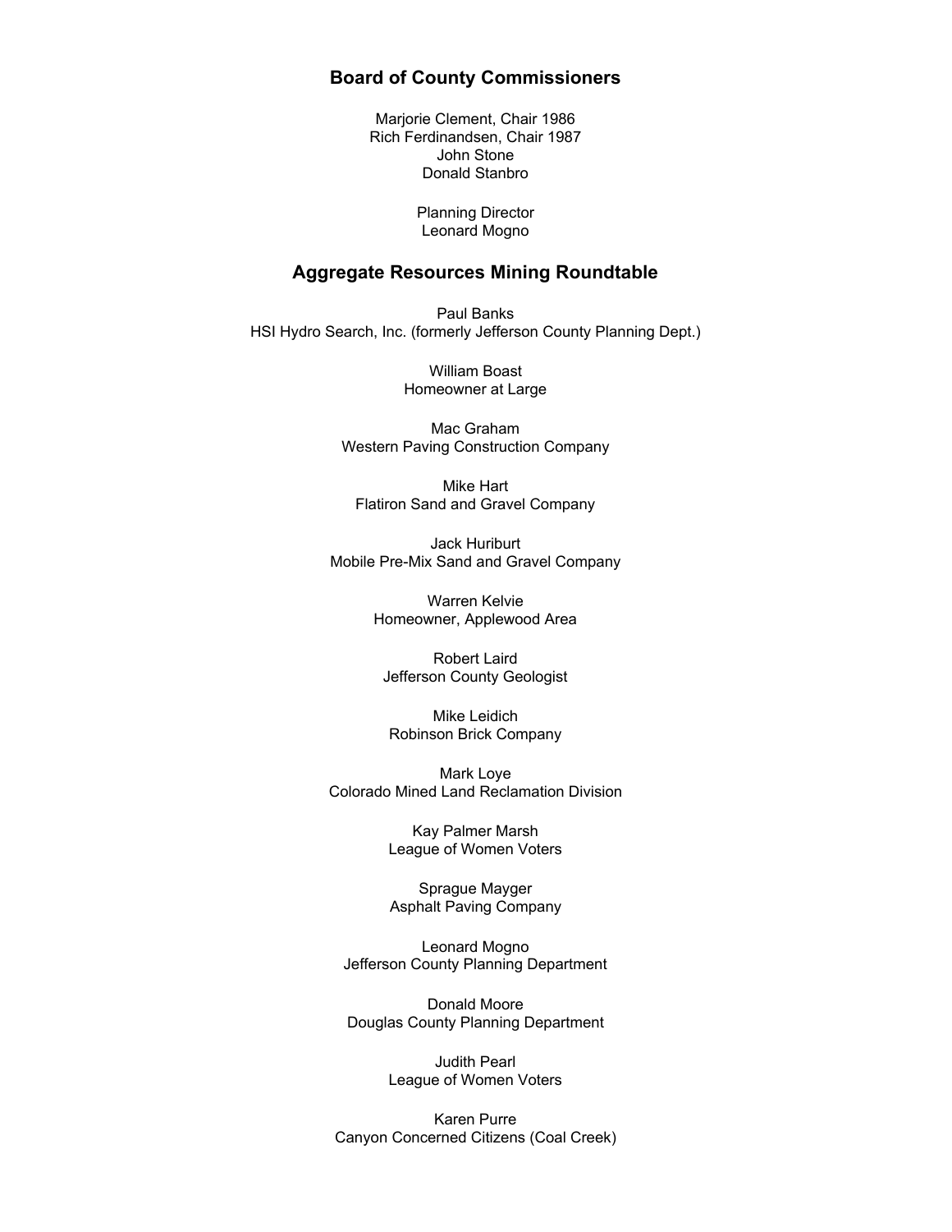## Board of County Commissioners

Marjorie Clement, Chair 1986
Rich Ferdinandsen, Chair 1987
John Stone
Donald Stanbro

Planning Director
Leonard Mogno

## Aggregate Resources Mining Roundtable

Paul Banks
HSI Hydro Search, Inc. (formerly Jefferson County Planning Dept.)

William Boast
Homeowner at Large

Mac Graham
Western Paving Construction Company

Mike Hart
Flatiron Sand and Gravel Company

Jack Huriburt
Mobile Pre-Mix Sand and Gravel Company

Warren Kelvie
Homeowner, Applewood Area

Robert Laird
Jefferson County Geologist

Mike Leidich
Robinson Brick Company

Mark Loye
Colorado Mined Land Reclamation Division

Kay Palmer Marsh
League of Women Voters

Sprague Mayger
Asphalt Paving Company

Leonard Mogno
Jefferson County Planning Department

Donald Moore
Douglas County Planning Department

Judith Pearl
League of Women Voters

Karen Purre
Canyon Concerned Citizens (Coal Creek)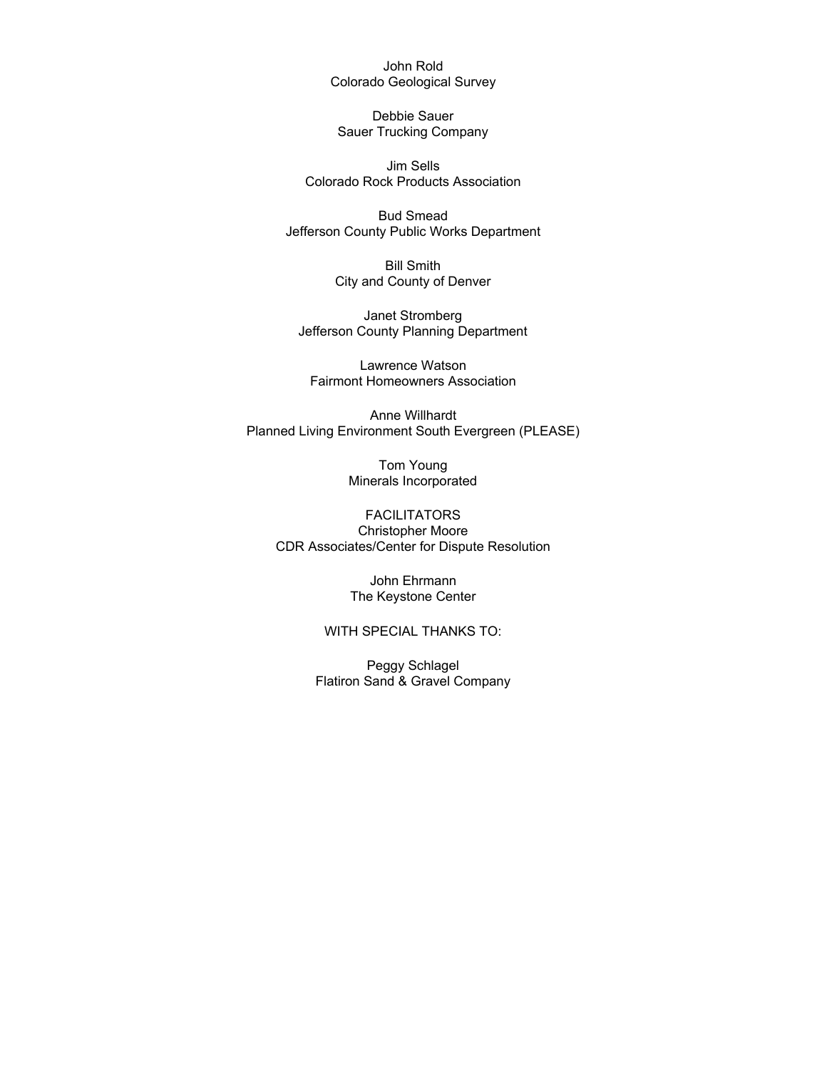John Rold
Colorado Geological Survey

Debbie Sauer
Sauer Trucking Company

Jim Sells
Colorado Rock Products Association

Bud Smead
Jefferson County Public Works Department

Bill Smith
City and County of Denver

Janet Stromberg
Jefferson County Planning Department

Lawrence Watson
Fairmont Homeowners Association

Anne Willhardt
Planned Living Environment South Evergreen (PLEASE)

Tom Young
Minerals Incorporated

FACILITATORS
Christopher Moore
CDR Associates/Center for Dispute Resolution

John Ehrmann
The Keystone Center

WITH SPECIAL THANKS TO:

Peggy Schlagel
Flatiron Sand & Gravel Company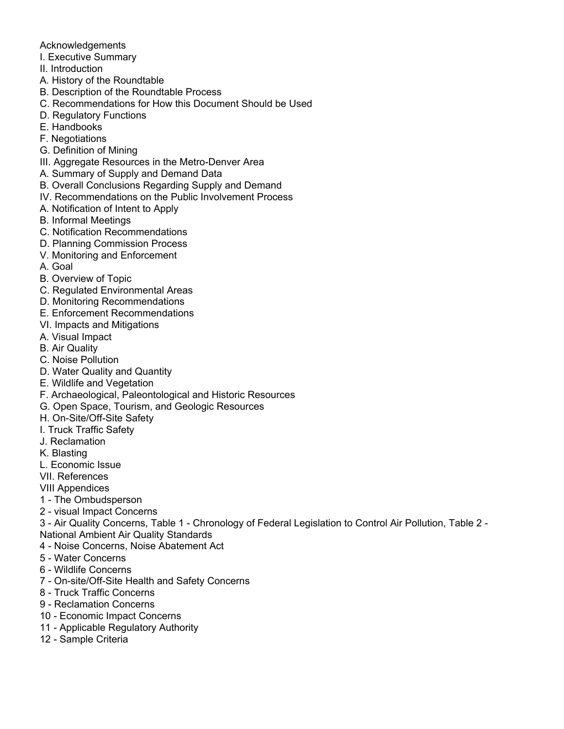Acknowledgements

I. Executive Summary

II. Introduction

A. History of the Roundtable

B. Description of the Roundtable Process

C. Recommendations for How this Document Should be Used

D. Regulatory Functions

E. Handbooks

F. Negotiations

G. Definition of Mining

III. Aggregate Resources in the Metro-Denver Area

A. Summary of Supply and Demand Data

B. Overall Conclusions Regarding Supply and Demand

IV. Recommendations on the Public Involvement Process

A. Notification of Intent to Apply

B. Informal Meetings

C. Notification Recommendations

D. Planning Commission Process

V. Monitoring and Enforcement

A. Goal

B. Overview of Topic

C. Regulated Environmental Areas

D. Monitoring Recommendations

E. Enforcement Recommendations

VI. Impacts and Mitigations

A. Visual Impact

B. Air Quality

C. Noise Pollution

D. Water Quality and Quantity

E. Wildlife and Vegetation

F. Archaeological, Paleontological and Historic Resources

G. Open Space, Tourism, and Geologic Resources

H. On-Site/Off-Site Safety

I. Truck Traffic Safety

J. Reclamation

K. Blasting

L. Economic Issue

VII. References

VIII Appendices

1 - The Ombudsperson

2 - visual Impact Concerns

3 - Air Quality Concerns, Table 1 - Chronology of Federal Legislation to Control Air Pollution, Table 2 - National Ambient Air Quality Standards

4 - Noise Concerns, Noise Abatement Act

5 - Water Concerns

6 - Wildlife Concerns

7 - On-site/Off-Site Health and Safety Concerns

8 - Truck Traffic Concerns

9 - Reclamation Concerns

10 - Economic Impact Concerns

11 - Applicable Regulatory Authority

12 - Sample Criteria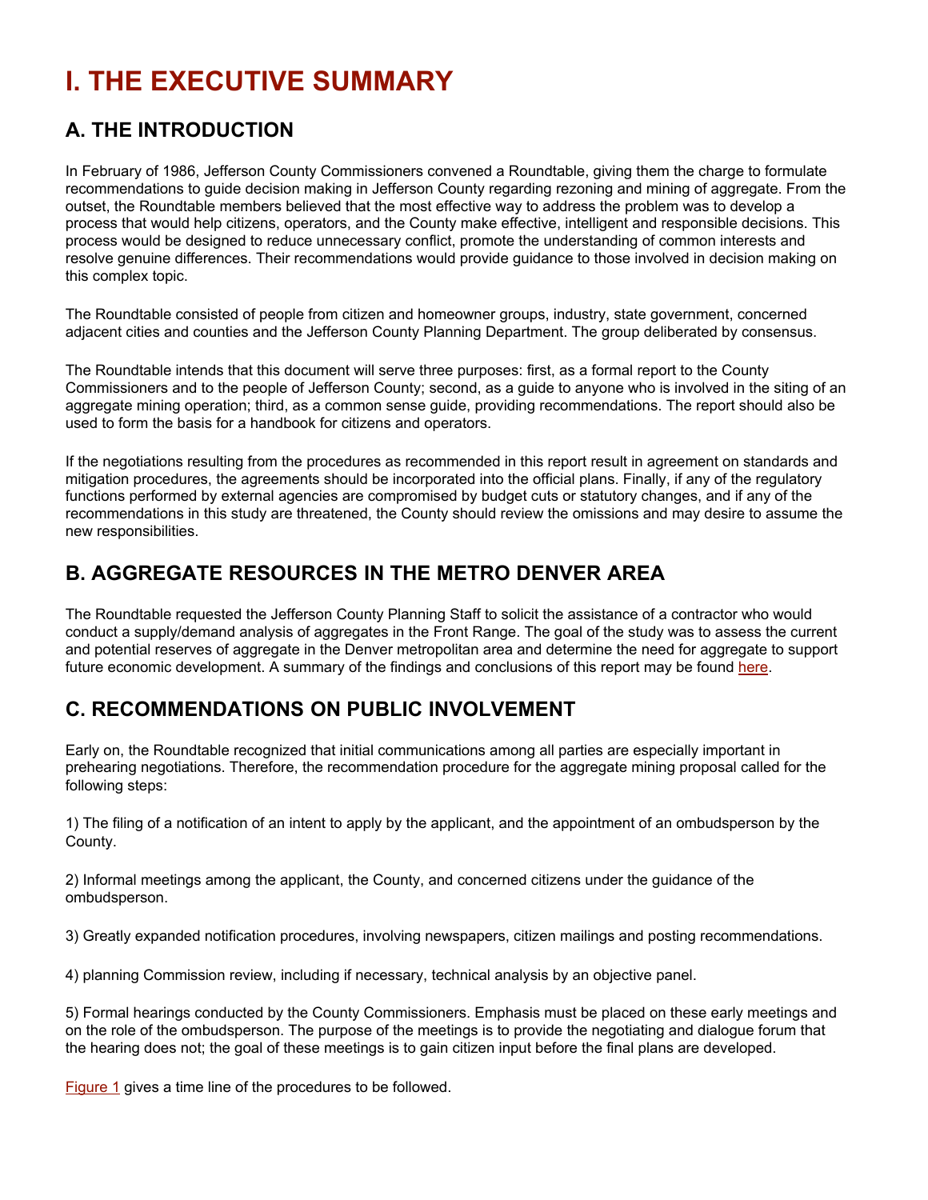# I. THE EXECUTIVE SUMMARY

## A. THE INTRODUCTION

In February of 1986, Jefferson County Commissioners convened a Roundtable, giving them the charge to formulate recommendations to guide decision making in Jefferson County regarding rezoning and mining of aggregate. From the outset, the Roundtable members believed that the most effective way to address the problem was to develop a process that would help citizens, operators, and the County make effective, intelligent and responsible decisions. This process would be designed to reduce unnecessary conflict, promote the understanding of common interests and resolve genuine differences. Their recommendations would provide guidance to those involved in decision making on this complex topic.

The Roundtable consisted of people from citizen and homeowner groups, industry, state government, concerned adjacent cities and counties and the Jefferson County Planning Department. The group deliberated by consensus.

The Roundtable intends that this document will serve three purposes: first, as a formal report to the County Commissioners and to the people of Jefferson County; second, as a guide to anyone who is involved in the siting of an aggregate mining operation; third, as a common sense guide, providing recommendations. The report should also be used to form the basis for a handbook for citizens and operators.

If the negotiations resulting from the procedures as recommended in this report result in agreement on standards and mitigation procedures, the agreements should be incorporated into the official plans. Finally, if any of the regulatory functions performed by external agencies are compromised by budget cuts or statutory changes, and if any of the recommendations in this study are threatened, the County should review the omissions and may desire to assume the new responsibilities.

## B. AGGREGATE RESOURCES IN THE METRO DENVER AREA

The Roundtable requested the Jefferson County Planning Staff to solicit the assistance of a contractor who would conduct a supply/demand analysis of aggregates in the Front Range. The goal of the study was to assess the current and potential reserves of aggregate in the Denver metropolitan area and determine the need for aggregate to support future economic development. A summary of the findings and conclusions of this report may be found here.

## C. RECOMMENDATIONS ON PUBLIC INVOLVEMENT

Early on, the Roundtable recognized that initial communications among all parties are especially important in prehearing negotiations. Therefore, the recommendation procedure for the aggregate mining proposal called for the following steps:

1) The filing of a notification of an intent to apply by the applicant, and the appointment of an ombudsperson by the County.

2) Informal meetings among the applicant, the County, and concerned citizens under the guidance of the ombudsperson.

3) Greatly expanded notification procedures, involving newspapers, citizen mailings and posting recommendations.

4) planning Commission review, including if necessary, technical analysis by an objective panel.

5) Formal hearings conducted by the County Commissioners. Emphasis must be placed on these early meetings and on the role of the ombudsperson. The purpose of the meetings is to provide the negotiating and dialogue forum that the hearing does not; the goal of these meetings is to gain citizen input before the final plans are developed.

Figure 1 gives a time line of the procedures to be followed.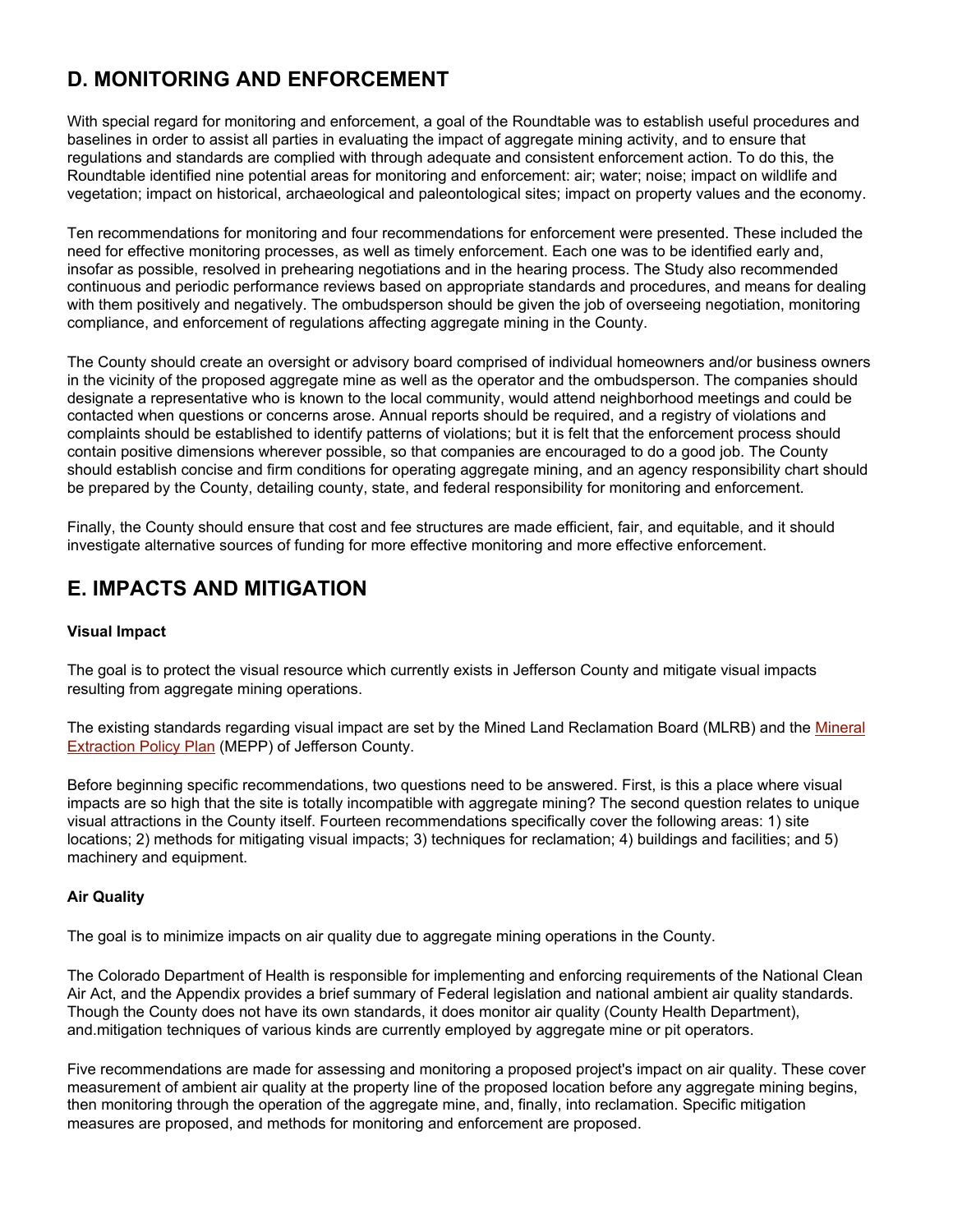## D. MONITORING AND ENFORCEMENT

With special regard for monitoring and enforcement, a goal of the Roundtable was to establish useful procedures and baselines in order to assist all parties in evaluating the impact of aggregate mining activity, and to ensure that regulations and standards are complied with through adequate and consistent enforcement action. To do this, the Roundtable identified nine potential areas for monitoring and enforcement: air; water; noise; impact on wildlife and vegetation; impact on historical, archaeological and paleontological sites; impact on property values and the economy.

Ten recommendations for monitoring and four recommendations for enforcement were presented. These included the need for effective monitoring processes, as well as timely enforcement. Each one was to be identified early and, insofar as possible, resolved in prehearing negotiations and in the hearing process. The Study also recommended continuous and periodic performance reviews based on appropriate standards and procedures, and means for dealing with them positively and negatively. The ombudsperson should be given the job of overseeing negotiation, monitoring compliance, and enforcement of regulations affecting aggregate mining in the County.

The County should create an oversight or advisory board comprised of individual homeowners and/or business owners in the vicinity of the proposed aggregate mine as well as the operator and the ombudsperson. The companies should designate a representative who is known to the local community, would attend neighborhood meetings and could be contacted when questions or concerns arose. Annual reports should be required, and a registry of violations and complaints should be established to identify patterns of violations; but it is felt that the enforcement process should contain positive dimensions wherever possible, so that companies are encouraged to do a good job. The County should establish concise and firm conditions for operating aggregate mining, and an agency responsibility chart should be prepared by the County, detailing county, state, and federal responsibility for monitoring and enforcement.

Finally, the County should ensure that cost and fee structures are made efficient, fair, and equitable, and it should investigate alternative sources of funding for more effective monitoring and more effective enforcement.

## E. IMPACTS AND MITIGATION

**Visual Impact**

The goal is to protect the visual resource which currently exists in Jefferson County and mitigate visual impacts resulting from aggregate mining operations.

The existing standards regarding visual impact are set by the Mined Land Reclamation Board (MLRB) and the Mineral Extraction Policy Plan (MEPP) of Jefferson County.

Before beginning specific recommendations, two questions need to be answered. First, is this a place where visual impacts are so high that the site is totally incompatible with aggregate mining? The second question relates to unique visual attractions in the County itself. Fourteen recommendations specifically cover the following areas: 1) site locations; 2) methods for mitigating visual impacts; 3) techniques for reclamation; 4) buildings and facilities; and 5) machinery and equipment.

**Air Quality**

The goal is to minimize impacts on air quality due to aggregate mining operations in the County.

The Colorado Department of Health is responsible for implementing and enforcing requirements of the National Clean Air Act, and the Appendix provides a brief summary of Federal legislation and national ambient air quality standards. Though the County does not have its own standards, it does monitor air quality (County Health Department), and.mitigation techniques of various kinds are currently employed by aggregate mine or pit operators.

Five recommendations are made for assessing and monitoring a proposed project's impact on air quality. These cover measurement of ambient air quality at the property line of the proposed location before any aggregate mining begins, then monitoring through the operation of the aggregate mine, and, finally, into reclamation. Specific mitigation measures are proposed, and methods for monitoring and enforcement are proposed.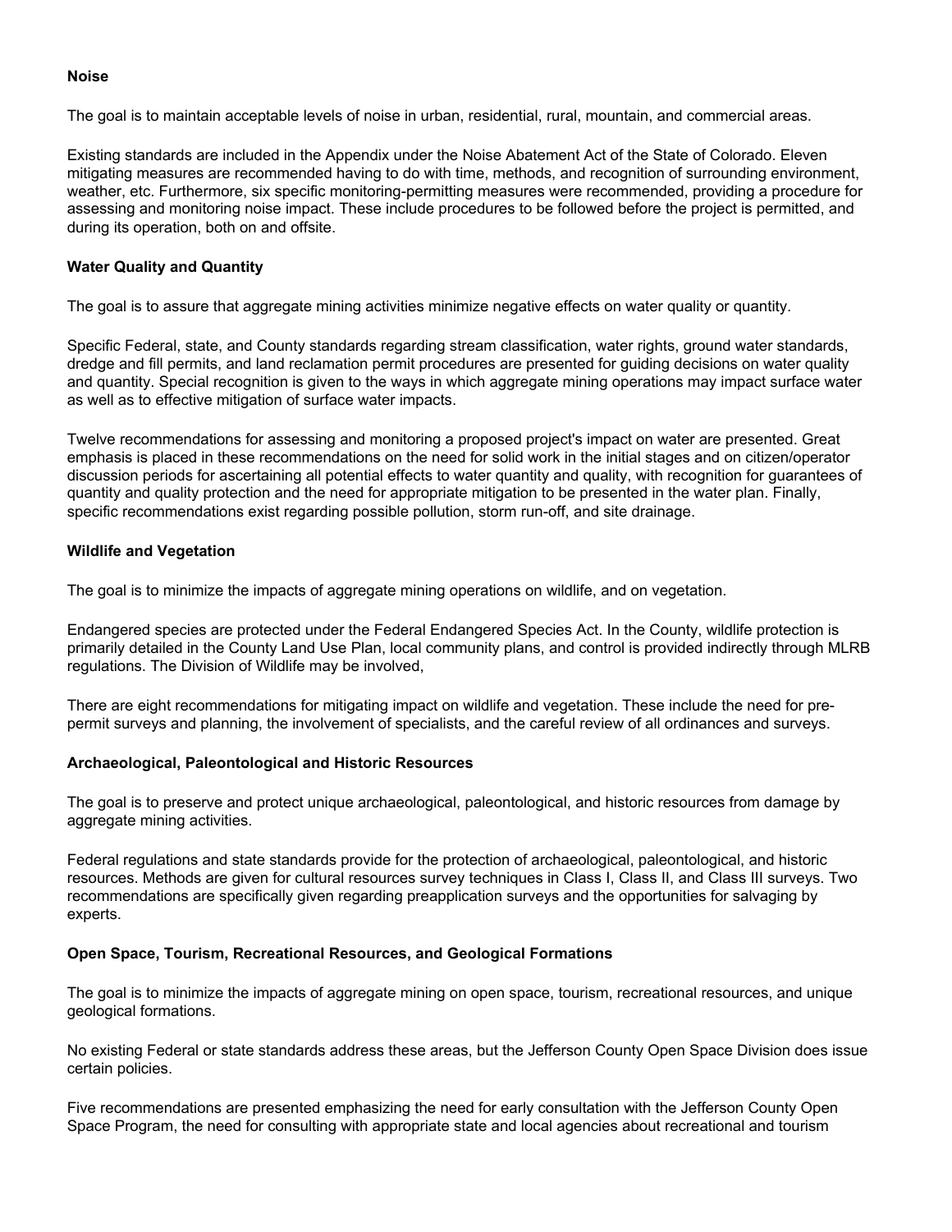**Noise**

The goal is to maintain acceptable levels of noise in urban, residential, rural, mountain, and commercial areas.

Existing standards are included in the Appendix under the Noise Abatement Act of the State of Colorado. Eleven mitigating measures are recommended having to do with time, methods, and recognition of surrounding environment, weather, etc. Furthermore, six specific monitoring-permitting measures were recommended, providing a procedure for assessing and monitoring noise impact. These include procedures to be followed before the project is permitted, and during its operation, both on and offsite.

**Water Quality and Quantity**

The goal is to assure that aggregate mining activities minimize negative effects on water quality or quantity.

Specific Federal, state, and County standards regarding stream classification, water rights, ground water standards, dredge and fill permits, and land reclamation permit procedures are presented for guiding decisions on water quality and quantity. Special recognition is given to the ways in which aggregate mining operations may impact surface water as well as to effective mitigation of surface water impacts.

Twelve recommendations for assessing and monitoring a proposed project's impact on water are presented. Great emphasis is placed in these recommendations on the need for solid work in the initial stages and on citizen/operator discussion periods for ascertaining all potential effects to water quantity and quality, with recognition for guarantees of quantity and quality protection and the need for appropriate mitigation to be presented in the water plan. Finally, specific recommendations exist regarding possible pollution, storm run-off, and site drainage.

**Wildlife and Vegetation**

The goal is to minimize the impacts of aggregate mining operations on wildlife, and on vegetation.

Endangered species are protected under the Federal Endangered Species Act. In the County, wildlife protection is primarily detailed in the County Land Use Plan, local community plans, and control is provided indirectly through MLRB regulations. The Division of Wildlife may be involved,

There are eight recommendations for mitigating impact on wildlife and vegetation. These include the need for pre-permit surveys and planning, the involvement of specialists, and the careful review of all ordinances and surveys.

**Archaeological, Paleontological and Historic Resources**

The goal is to preserve and protect unique archaeological, paleontological, and historic resources from damage by aggregate mining activities.

Federal regulations and state standards provide for the protection of archaeological, paleontological, and historic resources. Methods are given for cultural resources survey techniques in Class I, Class II, and Class III surveys. Two recommendations are specifically given regarding preapplication surveys and the opportunities for salvaging by experts.

**Open Space, Tourism, Recreational Resources, and Geological Formations**

The goal is to minimize the impacts of aggregate mining on open space, tourism, recreational resources, and unique geological formations.

No existing Federal or state standards address these areas, but the Jefferson County Open Space Division does issue certain policies.

Five recommendations are presented emphasizing the need for early consultation with the Jefferson County Open Space Program, the need for consulting with appropriate state and local agencies about recreational and tourism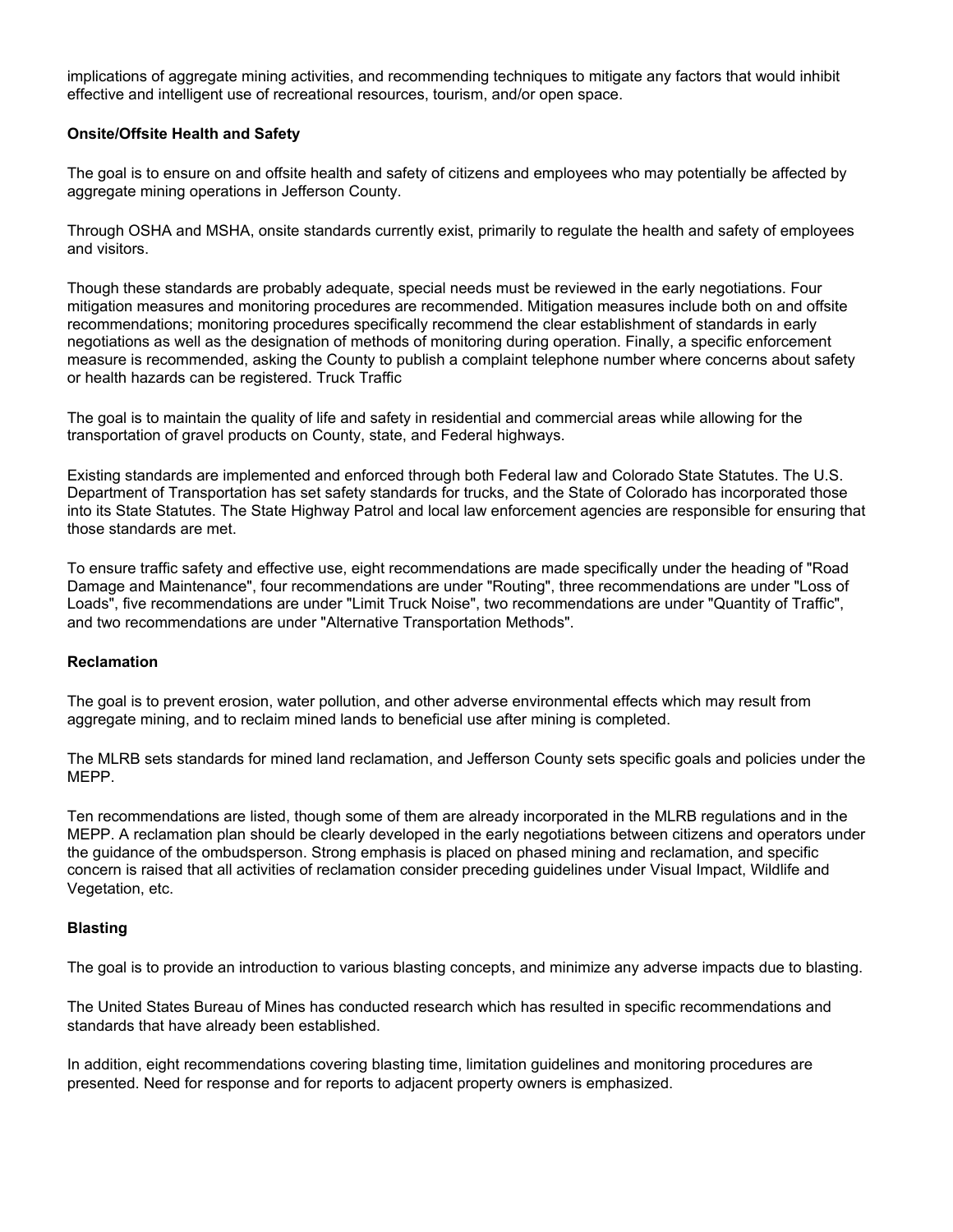implications of aggregate mining activities, and recommending techniques to mitigate any factors that would inhibit effective and intelligent use of recreational resources, tourism, and/or open space.

**Onsite/Offsite Health and Safety**

The goal is to ensure on and offsite health and safety of citizens and employees who may potentially be affected by aggregate mining operations in Jefferson County.

Through OSHA and MSHA, onsite standards currently exist, primarily to regulate the health and safety of employees and visitors.

Though these standards are probably adequate, special needs must be reviewed in the early negotiations. Four mitigation measures and monitoring procedures are recommended. Mitigation measures include both on and offsite recommendations; monitoring procedures specifically recommend the clear establishment of standards in early negotiations as well as the designation of methods of monitoring during operation. Finally, a specific enforcement measure is recommended, asking the County to publish a complaint telephone number where concerns about safety or health hazards can be registered. Truck Traffic

The goal is to maintain the quality of life and safety in residential and commercial areas while allowing for the transportation of gravel products on County, state, and Federal highways.

Existing standards are implemented and enforced through both Federal law and Colorado State Statutes. The U.S. Department of Transportation has set safety standards for trucks, and the State of Colorado has incorporated those into its State Statutes. The State Highway Patrol and local law enforcement agencies are responsible for ensuring that those standards are met.

To ensure traffic safety and effective use, eight recommendations are made specifically under the heading of "Road Damage and Maintenance", four recommendations are under "Routing", three recommendations are under "Loss of Loads", five recommendations are under "Limit Truck Noise", two recommendations are under "Quantity of Traffic", and two recommendations are under "Alternative Transportation Methods".

**Reclamation**

The goal is to prevent erosion, water pollution, and other adverse environmental effects which may result from aggregate mining, and to reclaim mined lands to beneficial use after mining is completed.

The MLRB sets standards for mined land reclamation, and Jefferson County sets specific goals and policies under the MEPP.

Ten recommendations are listed, though some of them are already incorporated in the MLRB regulations and in the MEPP. A reclamation plan should be clearly developed in the early negotiations between citizens and operators under the guidance of the ombudsperson. Strong emphasis is placed on phased mining and reclamation, and specific concern is raised that all activities of reclamation consider preceding guidelines under Visual Impact, Wildlife and Vegetation, etc.

**Blasting**

The goal is to provide an introduction to various blasting concepts, and minimize any adverse impacts due to blasting.

The United States Bureau of Mines has conducted research which has resulted in specific recommendations and standards that have already been established.

In addition, eight recommendations covering blasting time, limitation guidelines and monitoring procedures are presented. Need for response and for reports to adjacent property owners is emphasized.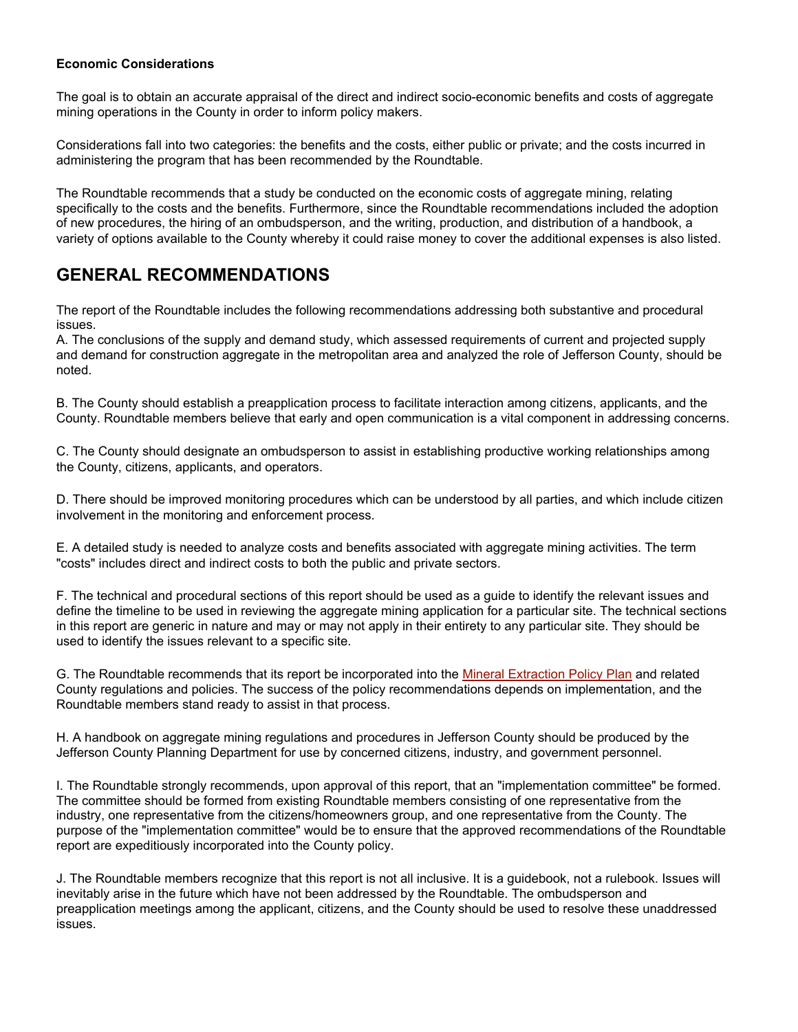**Economic Considerations**

The goal is to obtain an accurate appraisal of the direct and indirect socio-economic benefits and costs of aggregate mining operations in the County in order to inform policy makers.

Considerations fall into two categories: the benefits and the costs, either public or private; and the costs incurred in administering the program that has been recommended by the Roundtable.

The Roundtable recommends that a study be conducted on the economic costs of aggregate mining, relating specifically to the costs and the benefits. Furthermore, since the Roundtable recommendations included the adoption of new procedures, the hiring of an ombudsperson, and the writing, production, and distribution of a handbook, a variety of options available to the County whereby it could raise money to cover the additional expenses is also listed.

## GENERAL RECOMMENDATIONS

The report of the Roundtable includes the following recommendations addressing both substantive and procedural issues.

A. The conclusions of the supply and demand study, which assessed requirements of current and projected supply and demand for construction aggregate in the metropolitan area and analyzed the role of Jefferson County, should be noted.

B. The County should establish a preapplication process to facilitate interaction among citizens, applicants, and the County. Roundtable members believe that early and open communication is a vital component in addressing concerns.

C. The County should designate an ombudsperson to assist in establishing productive working relationships among the County, citizens, applicants, and operators.

D. There should be improved monitoring procedures which can be understood by all parties, and which include citizen involvement in the monitoring and enforcement process.

E. A detailed study is needed to analyze costs and benefits associated with aggregate mining activities. The term "costs" includes direct and indirect costs to both the public and private sectors.

F. The technical and procedural sections of this report should be used as a guide to identify the relevant issues and define the timeline to be used in reviewing the aggregate mining application for a particular site. The technical sections in this report are generic in nature and may or may not apply in their entirety to any particular site. They should be used to identify the issues relevant to a specific site.

G. The Roundtable recommends that its report be incorporated into the Mineral Extraction Policy Plan and related County regulations and policies. The success of the policy recommendations depends on implementation, and the Roundtable members stand ready to assist in that process.

H. A handbook on aggregate mining regulations and procedures in Jefferson County should be produced by the Jefferson County Planning Department for use by concerned citizens, industry, and government personnel.

I. The Roundtable strongly recommends, upon approval of this report, that an "implementation committee" be formed. The committee should be formed from existing Roundtable members consisting of one representative from the industry, one representative from the citizens/homeowners group, and one representative from the County. The purpose of the "implementation committee" would be to ensure that the approved recommendations of the Roundtable report are expeditiously incorporated into the County policy.

J. The Roundtable members recognize that this report is not all inclusive. It is a guidebook, not a rulebook. Issues will inevitably arise in the future which have not been addressed by the Roundtable. The ombudsperson and preapplication meetings among the applicant, citizens, and the County should be used to resolve these unaddressed issues.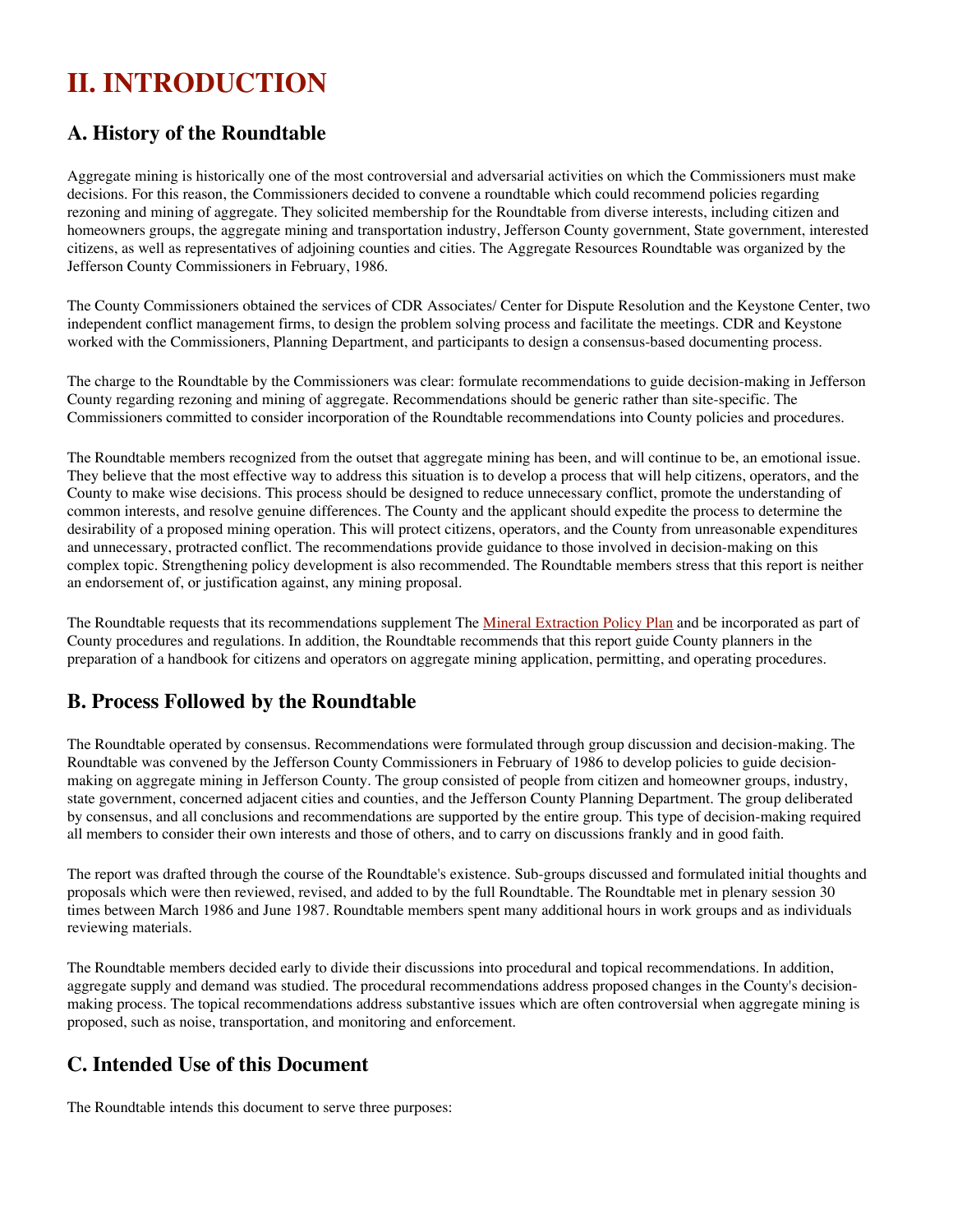# II. INTRODUCTION

## A. History of the Roundtable

Aggregate mining is historically one of the most controversial and adversarial activities on which the Commissioners must make decisions. For this reason, the Commissioners decided to convene a roundtable which could recommend policies regarding rezoning and mining of aggregate. They solicited membership for the Roundtable from diverse interests, including citizen and homeowners groups, the aggregate mining and transportation industry, Jefferson County government, State government, interested citizens, as well as representatives of adjoining counties and cities. The Aggregate Resources Roundtable was organized by the Jefferson County Commissioners in February, 1986.

The County Commissioners obtained the services of CDR Associates/ Center for Dispute Resolution and the Keystone Center, two independent conflict management firms, to design the problem solving process and facilitate the meetings. CDR and Keystone worked with the Commissioners, Planning Department, and participants to design a consensus-based documenting process.

The charge to the Roundtable by the Commissioners was clear: formulate recommendations to guide decision-making in Jefferson County regarding rezoning and mining of aggregate. Recommendations should be generic rather than site-specific. The Commissioners committed to consider incorporation of the Roundtable recommendations into County policies and procedures.

The Roundtable members recognized from the outset that aggregate mining has been, and will continue to be, an emotional issue. They believe that the most effective way to address this situation is to develop a process that will help citizens, operators, and the County to make wise decisions. This process should be designed to reduce unnecessary conflict, promote the understanding of common interests, and resolve genuine differences. The County and the applicant should expedite the process to determine the desirability of a proposed mining operation. This will protect citizens, operators, and the County from unreasonable expenditures and unnecessary, protracted conflict. The recommendations provide guidance to those involved in decision-making on this complex topic. Strengthening policy development is also recommended. The Roundtable members stress that this report is neither an endorsement of, or justification against, any mining proposal.

The Roundtable requests that its recommendations supplement The Mineral Extraction Policy Plan and be incorporated as part of County procedures and regulations. In addition, the Roundtable recommends that this report guide County planners in the preparation of a handbook for citizens and operators on aggregate mining application, permitting, and operating procedures.

## B. Process Followed by the Roundtable

The Roundtable operated by consensus. Recommendations were formulated through group discussion and decision-making. The Roundtable was convened by the Jefferson County Commissioners in February of 1986 to develop policies to guide decision-making on aggregate mining in Jefferson County. The group consisted of people from citizen and homeowner groups, industry, state government, concerned adjacent cities and counties, and the Jefferson County Planning Department. The group deliberated by consensus, and all conclusions and recommendations are supported by the entire group. This type of decision-making required all members to consider their own interests and those of others, and to carry on discussions frankly and in good faith.

The report was drafted through the course of the Roundtable's existence. Sub-groups discussed and formulated initial thoughts and proposals which were then reviewed, revised, and added to by the full Roundtable. The Roundtable met in plenary session 30 times between March 1986 and June 1987. Roundtable members spent many additional hours in work groups and as individuals reviewing materials.

The Roundtable members decided early to divide their discussions into procedural and topical recommendations. In addition, aggregate supply and demand was studied. The procedural recommendations address proposed changes in the County's decision-making process. The topical recommendations address substantive issues which are often controversial when aggregate mining is proposed, such as noise, transportation, and monitoring and enforcement.

## C. Intended Use of this Document

The Roundtable intends this document to serve three purposes: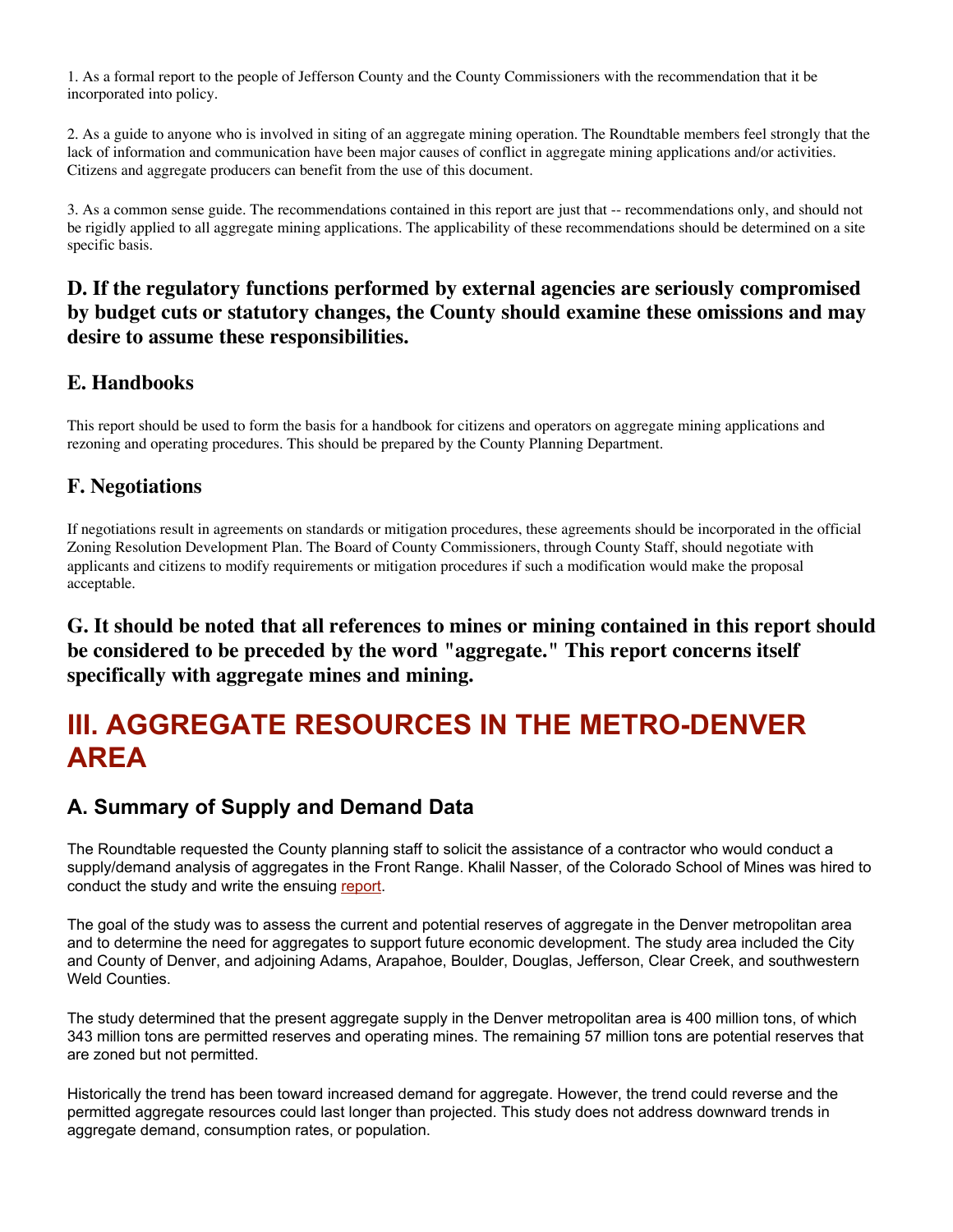1. As a formal report to the people of Jefferson County and the County Commissioners with the recommendation that it be incorporated into policy.

2. As a guide to anyone who is involved in siting of an aggregate mining operation. The Roundtable members feel strongly that the lack of information and communication have been major causes of conflict in aggregate mining applications and/or activities. Citizens and aggregate producers can benefit from the use of this document.

3. As a common sense guide. The recommendations contained in this report are just that -- recommendations only, and should not be rigidly applied to all aggregate mining applications. The applicability of these recommendations should be determined on a site specific basis.

### D. If the regulatory functions performed by external agencies are seriously compromised by budget cuts or statutory changes, the County should examine these omissions and may desire to assume these responsibilities.

### E. Handbooks

This report should be used to form the basis for a handbook for citizens and operators on aggregate mining applications and rezoning and operating procedures. This should be prepared by the County Planning Department.

### F. Negotiations

If negotiations result in agreements on standards or mitigation procedures, these agreements should be incorporated in the official Zoning Resolution Development Plan. The Board of County Commissioners, through County Staff, should negotiate with applicants and citizens to modify requirements or mitigation procedures if such a modification would make the proposal acceptable.

### G. It should be noted that all references to mines or mining contained in this report should be considered to be preceded by the word "aggregate." This report concerns itself specifically with aggregate mines and mining.

# III. AGGREGATE RESOURCES IN THE METRO-DENVER AREA

## A. Summary of Supply and Demand Data

The Roundtable requested the County planning staff to solicit the assistance of a contractor who would conduct a supply/demand analysis of aggregates in the Front Range. Khalil Nasser, of the Colorado School of Mines was hired to conduct the study and write the ensuing report.

The goal of the study was to assess the current and potential reserves of aggregate in the Denver metropolitan area and to determine the need for aggregates to support future economic development. The study area included the City and County of Denver, and adjoining Adams, Arapahoe, Boulder, Douglas, Jefferson, Clear Creek, and southwestern Weld Counties.

The study determined that the present aggregate supply in the Denver metropolitan area is 400 million tons, of which 343 million tons are permitted reserves and operating mines. The remaining 57 million tons are potential reserves that are zoned but not permitted.

Historically the trend has been toward increased demand for aggregate. However, the trend could reverse and the permitted aggregate resources could last longer than projected. This study does not address downward trends in aggregate demand, consumption rates, or population.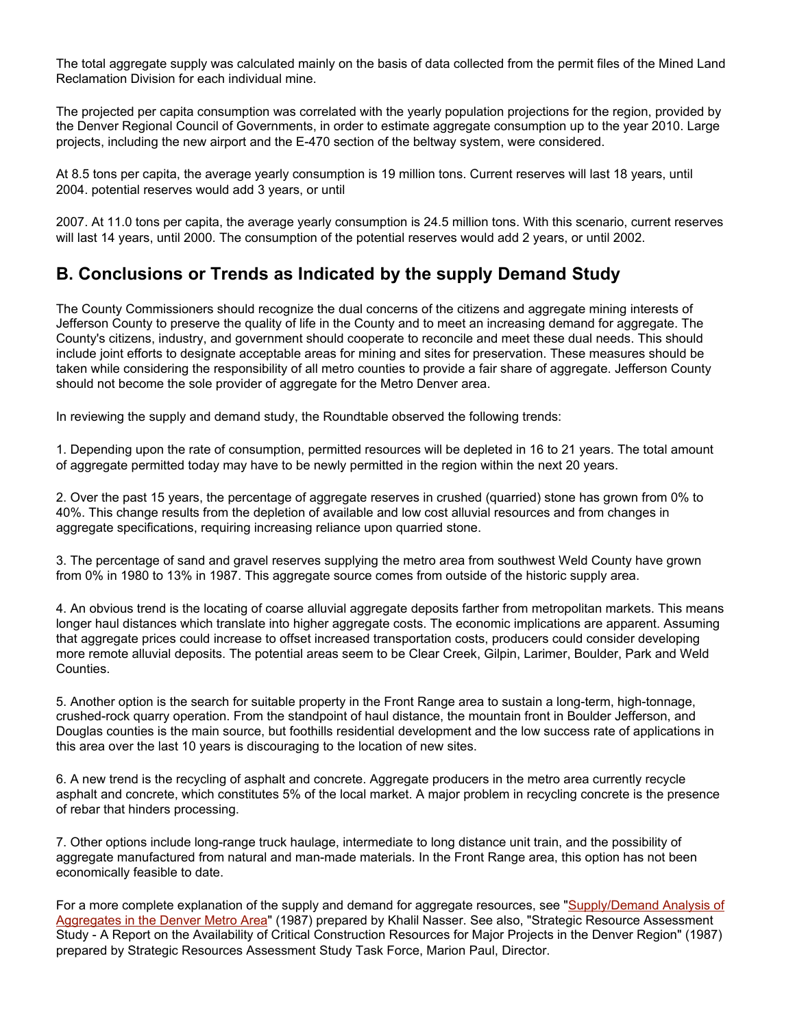The total aggregate supply was calculated mainly on the basis of data collected from the permit files of the Mined Land Reclamation Division for each individual mine.

The projected per capita consumption was correlated with the yearly population projections for the region, provided by the Denver Regional Council of Governments, in order to estimate aggregate consumption up to the year 2010. Large projects, including the new airport and the E-470 section of the beltway system, were considered.

At 8.5 tons per capita, the average yearly consumption is 19 million tons. Current reserves will last 18 years, until 2004. potential reserves would add 3 years, or until

2007. At 11.0 tons per capita, the average yearly consumption is 24.5 million tons. With this scenario, current reserves will last 14 years, until 2000. The consumption of the potential reserves would add 2 years, or until 2002.

## B. Conclusions or Trends as Indicated by the supply Demand Study

The County Commissioners should recognize the dual concerns of the citizens and aggregate mining interests of Jefferson County to preserve the quality of life in the County and to meet an increasing demand for aggregate. The County's citizens, industry, and government should cooperate to reconcile and meet these dual needs. This should include joint efforts to designate acceptable areas for mining and sites for preservation. These measures should be taken while considering the responsibility of all metro counties to provide a fair share of aggregate. Jefferson County should not become the sole provider of aggregate for the Metro Denver area.

In reviewing the supply and demand study, the Roundtable observed the following trends:

1. Depending upon the rate of consumption, permitted resources will be depleted in 16 to 21 years. The total amount of aggregate permitted today may have to be newly permitted in the region within the next 20 years.

2. Over the past 15 years, the percentage of aggregate reserves in crushed (quarried) stone has grown from 0% to 40%. This change results from the depletion of available and low cost alluvial resources and from changes in aggregate specifications, requiring increasing reliance upon quarried stone.

3. The percentage of sand and gravel reserves supplying the metro area from southwest Weld County have grown from 0% in 1980 to 13% in 1987. This aggregate source comes from outside of the historic supply area.

4. An obvious trend is the locating of coarse alluvial aggregate deposits farther from metropolitan markets. This means longer haul distances which translate into higher aggregate costs. The economic implications are apparent. Assuming that aggregate prices could increase to offset increased transportation costs, producers could consider developing more remote alluvial deposits. The potential areas seem to be Clear Creek, Gilpin, Larimer, Boulder, Park and Weld Counties.

5. Another option is the search for suitable property in the Front Range area to sustain a long-term, high-tonnage, crushed-rock quarry operation. From the standpoint of haul distance, the mountain front in Boulder Jefferson, and Douglas counties is the main source, but foothills residential development and the low success rate of applications in this area over the last 10 years is discouraging to the location of new sites.

6. A new trend is the recycling of asphalt and concrete. Aggregate producers in the metro area currently recycle asphalt and concrete, which constitutes 5% of the local market. A major problem in recycling concrete is the presence of rebar that hinders processing.

7. Other options include long-range truck haulage, intermediate to long distance unit train, and the possibility of aggregate manufactured from natural and man-made materials. In the Front Range area, this option has not been economically feasible to date.

For a more complete explanation of the supply and demand for aggregate resources, see "Supply/Demand Analysis of Aggregates in the Denver Metro Area" (1987) prepared by Khalil Nasser. See also, "Strategic Resource Assessment Study - A Report on the Availability of Critical Construction Resources for Major Projects in the Denver Region" (1987) prepared by Strategic Resources Assessment Study Task Force, Marion Paul, Director.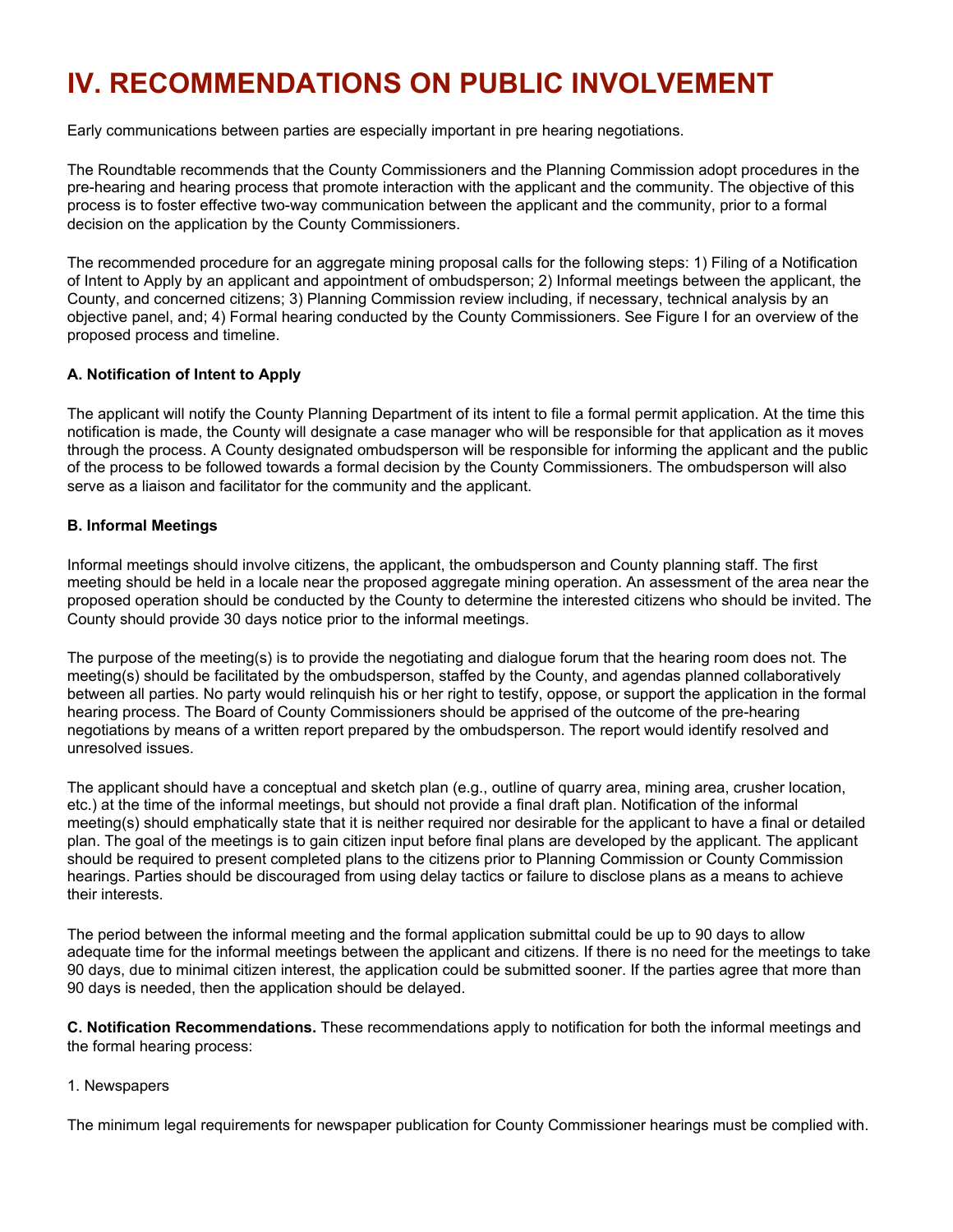# IV. RECOMMENDATIONS ON PUBLIC INVOLVEMENT

Early communications between parties are especially important in pre hearing negotiations.

The Roundtable recommends that the County Commissioners and the Planning Commission adopt procedures in the pre-hearing and hearing process that promote interaction with the applicant and the community. The objective of this process is to foster effective two-way communication between the applicant and the community, prior to a formal decision on the application by the County Commissioners.

The recommended procedure for an aggregate mining proposal calls for the following steps: 1) Filing of a Notification of Intent to Apply by an applicant and appointment of ombudsperson; 2) Informal meetings between the applicant, the County, and concerned citizens; 3) Planning Commission review including, if necessary, technical analysis by an objective panel, and; 4) Formal hearing conducted by the County Commissioners. See Figure I for an overview of the proposed process and timeline.

### A. Notification of Intent to Apply

The applicant will notify the County Planning Department of its intent to file a formal permit application. At the time this notification is made, the County will designate a case manager who will be responsible for that application as it moves through the process. A County designated ombudsperson will be responsible for informing the applicant and the public of the process to be followed towards a formal decision by the County Commissioners. The ombudsperson will also serve as a liaison and facilitator for the community and the applicant.

### B. Informal Meetings

Informal meetings should involve citizens, the applicant, the ombudsperson and County planning staff. The first meeting should be held in a locale near the proposed aggregate mining operation. An assessment of the area near the proposed operation should be conducted by the County to determine the interested citizens who should be invited. The County should provide 30 days notice prior to the informal meetings.

The purpose of the meeting(s) is to provide the negotiating and dialogue forum that the hearing room does not. The meeting(s) should be facilitated by the ombudsperson, staffed by the County, and agendas planned collaboratively between all parties. No party would relinquish his or her right to testify, oppose, or support the application in the formal hearing process. The Board of County Commissioners should be apprised of the outcome of the pre-hearing negotiations by means of a written report prepared by the ombudsperson. The report would identify resolved and unresolved issues.

The applicant should have a conceptual and sketch plan (e.g., outline of quarry area, mining area, crusher location, etc.) at the time of the informal meetings, but should not provide a final draft plan. Notification of the informal meeting(s) should emphatically state that it is neither required nor desirable for the applicant to have a final or detailed plan. The goal of the meetings is to gain citizen input before final plans are developed by the applicant. The applicant should be required to present completed plans to the citizens prior to Planning Commission or County Commission hearings. Parties should be discouraged from using delay tactics or failure to disclose plans as a means to achieve their interests.

The period between the informal meeting and the formal application submittal could be up to 90 days to allow adequate time for the informal meetings between the applicant and citizens. If there is no need for the meetings to take 90 days, due to minimal citizen interest, the application could be submitted sooner. If the parties agree that more than 90 days is needed, then the application should be delayed.

**C. Notification Recommendations.** These recommendations apply to notification for both the informal meetings and the formal hearing process:

1. Newspapers

The minimum legal requirements for newspaper publication for County Commissioner hearings must be complied with.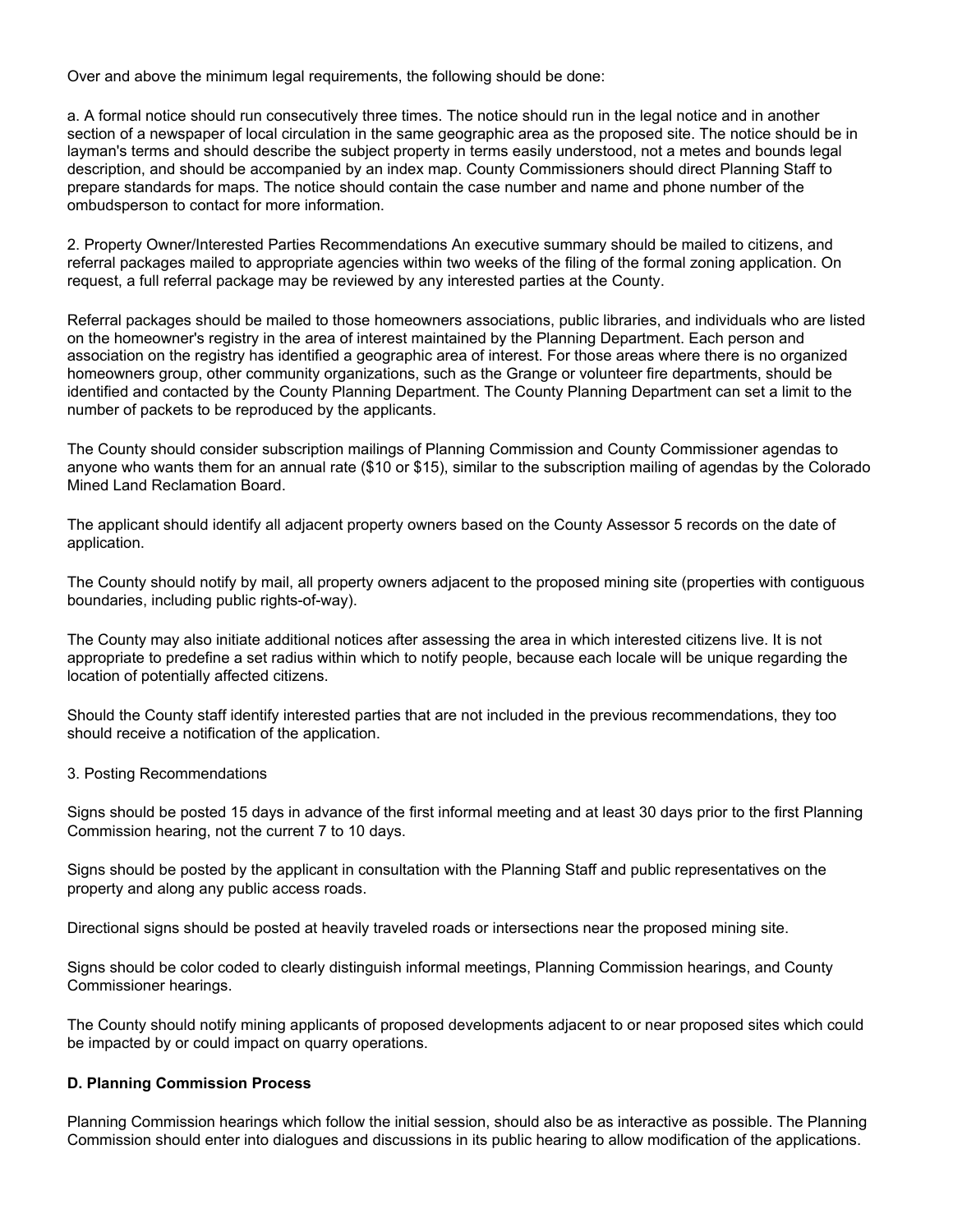Over and above the minimum legal requirements, the following should be done:

a. A formal notice should run consecutively three times. The notice should run in the legal notice and in another section of a newspaper of local circulation in the same geographic area as the proposed site. The notice should be in layman's terms and should describe the subject property in terms easily understood, not a metes and bounds legal description, and should be accompanied by an index map. County Commissioners should direct Planning Staff to prepare standards for maps. The notice should contain the case number and name and phone number of the ombudsperson to contact for more information.

2. Property Owner/Interested Parties Recommendations An executive summary should be mailed to citizens, and referral packages mailed to appropriate agencies within two weeks of the filing of the formal zoning application. On request, a full referral package may be reviewed by any interested parties at the County.

Referral packages should be mailed to those homeowners associations, public libraries, and individuals who are listed on the homeowner's registry in the area of interest maintained by the Planning Department. Each person and association on the registry has identified a geographic area of interest. For those areas where there is no organized homeowners group, other community organizations, such as the Grange or volunteer fire departments, should be identified and contacted by the County Planning Department. The County Planning Department can set a limit to the number of packets to be reproduced by the applicants.

The County should consider subscription mailings of Planning Commission and County Commissioner agendas to anyone who wants them for an annual rate ($10 or $15), similar to the subscription mailing of agendas by the Colorado Mined Land Reclamation Board.

The applicant should identify all adjacent property owners based on the County Assessor 5 records on the date of application.

The County should notify by mail, all property owners adjacent to the proposed mining site (properties with contiguous boundaries, including public rights-of-way).

The County may also initiate additional notices after assessing the area in which interested citizens live. It is not appropriate to predefine a set radius within which to notify people, because each locale will be unique regarding the location of potentially affected citizens.

Should the County staff identify interested parties that are not included in the previous recommendations, they too should receive a notification of the application.

3. Posting Recommendations

Signs should be posted 15 days in advance of the first informal meeting and at least 30 days prior to the first Planning Commission hearing, not the current 7 to 10 days.

Signs should be posted by the applicant in consultation with the Planning Staff and public representatives on the property and along any public access roads.

Directional signs should be posted at heavily traveled roads or intersections near the proposed mining site.

Signs should be color coded to clearly distinguish informal meetings, Planning Commission hearings, and County Commissioner hearings.

The County should notify mining applicants of proposed developments adjacent to or near proposed sites which could be impacted by or could impact on quarry operations.

**D. Planning Commission Process**

Planning Commission hearings which follow the initial session, should also be as interactive as possible. The Planning Commission should enter into dialogues and discussions in its public hearing to allow modification of the applications.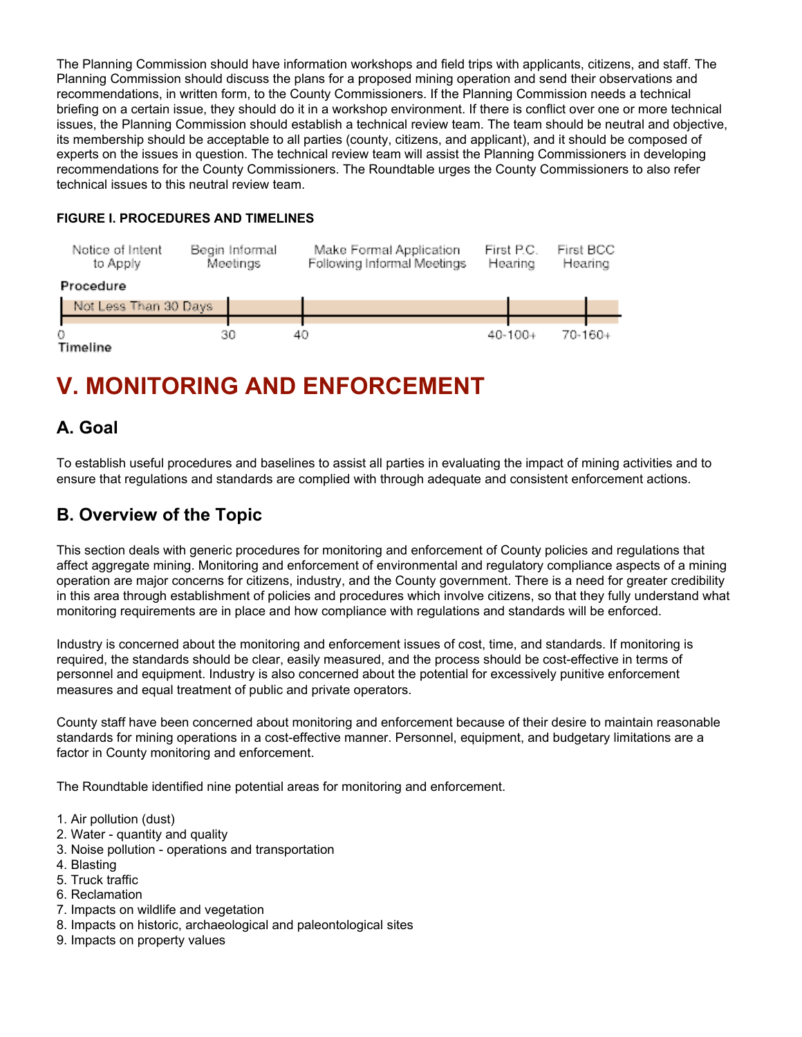The Planning Commission should have information workshops and field trips with applicants, citizens, and staff. The Planning Commission should discuss the plans for a proposed mining operation and send their observations and recommendations, in written form, to the County Commissioners. If the Planning Commission needs a technical briefing on a certain issue, they should do it in a workshop environment. If there is conflict over one or more technical issues, the Planning Commission should establish a technical review team. The team should be neutral and objective, its membership should be acceptable to all parties (county, citizens, and applicant), and it should be composed of experts on the issues in question. The technical review team will assist the Planning Commissioners in developing recommendations for the County Commissioners. The Roundtable urges the County Commissioners to also refer technical issues to this neutral review team.

**FIGURE I. PROCEDURES AND TIMELINES**

| Procedure | Notice of Intent to Apply | Begin Informal Meetings | Make Formal Application Following Informal Meetings | First P.C. Hearing | First BCC Hearing |
|---|---|---|---|---|---|
| | Not Less Than 30 Days | | | | |
| Timeline | 0 | 30 | 40 | 40-100+ | 70-160+ |

# V. MONITORING AND ENFORCEMENT

## A. Goal

To establish useful procedures and baselines to assist all parties in evaluating the impact of mining activities and to ensure that regulations and standards are complied with through adequate and consistent enforcement actions.

## B. Overview of the Topic

This section deals with generic procedures for monitoring and enforcement of County policies and regulations that affect aggregate mining. Monitoring and enforcement of environmental and regulatory compliance aspects of a mining operation are major concerns for citizens, industry, and the County government. There is a need for greater credibility in this area through establishment of policies and procedures which involve citizens, so that they fully understand what monitoring requirements are in place and how compliance with regulations and standards will be enforced.

Industry is concerned about the monitoring and enforcement issues of cost, time, and standards. If monitoring is required, the standards should be clear, easily measured, and the process should be cost-effective in terms of personnel and equipment. Industry is also concerned about the potential for excessively punitive enforcement measures and equal treatment of public and private operators.

County staff have been concerned about monitoring and enforcement because of their desire to maintain reasonable standards for mining operations in a cost-effective manner. Personnel, equipment, and budgetary limitations are a factor in County monitoring and enforcement.

The Roundtable identified nine potential areas for monitoring and enforcement.

1. Air pollution (dust)
2. Water - quantity and quality
3. Noise pollution - operations and transportation
4. Blasting
5. Truck traffic
6. Reclamation
7. Impacts on wildlife and vegetation
8. Impacts on historic, archaeological and paleontological sites
9. Impacts on property values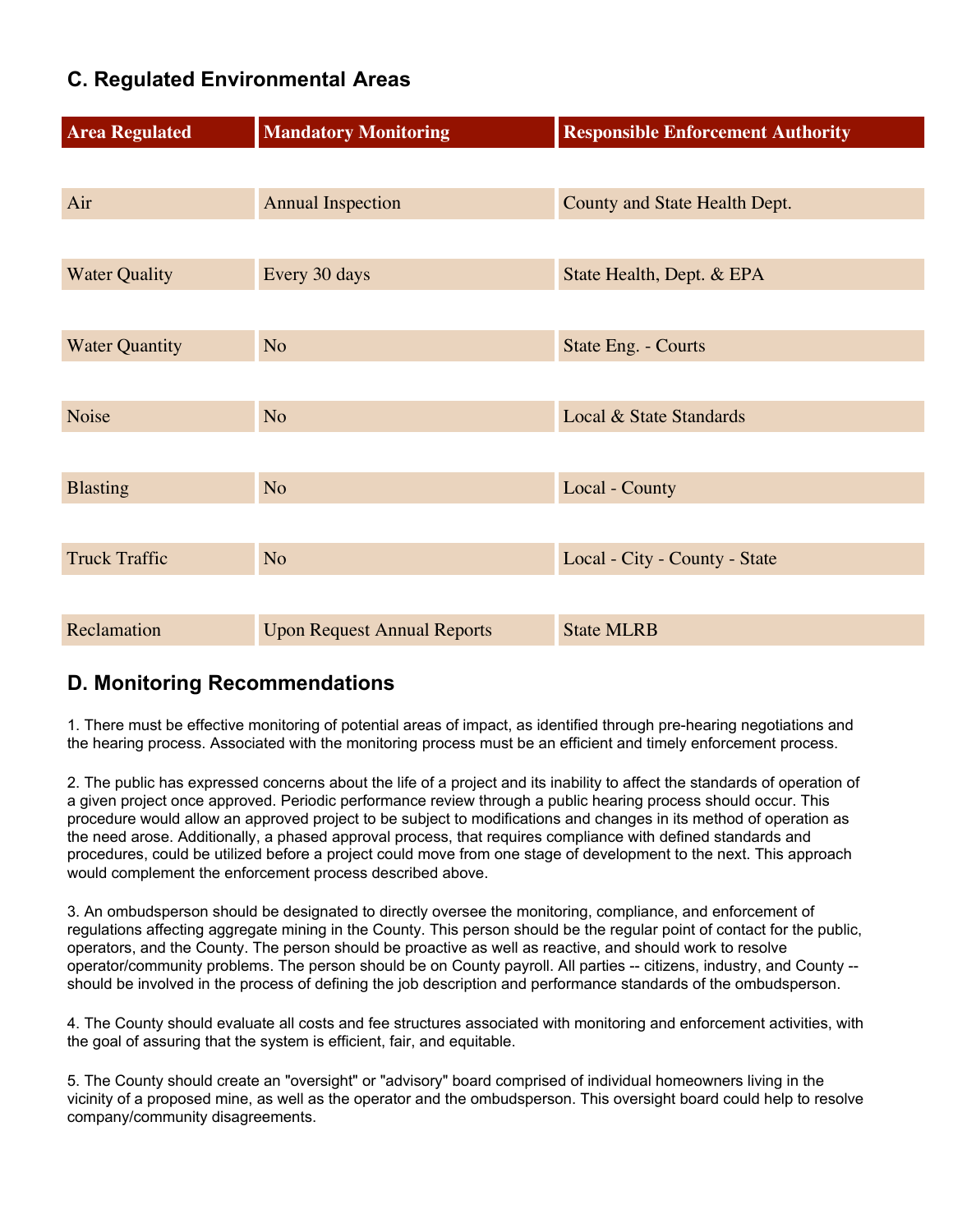## C. Regulated Environmental Areas

| Area Regulated | Mandatory Monitoring | Responsible Enforcement Authority |
|---|---|---|
| Air | Annual Inspection | County and State Health Dept. |
| Water Quality | Every 30 days | State Health, Dept. & EPA |
| Water Quantity | No | State Eng. - Courts |
| Noise | No | Local & State Standards |
| Blasting | No | Local - County |
| Truck Traffic | No | Local - City - County - State |
| Reclamation | Upon Request Annual Reports | State MLRB |

## D. Monitoring Recommendations

1. There must be effective monitoring of potential areas of impact, as identified through pre-hearing negotiations and the hearing process. Associated with the monitoring process must be an efficient and timely enforcement process.

2. The public has expressed concerns about the life of a project and its inability to affect the standards of operation of a given project once approved. Periodic performance review through a public hearing process should occur. This procedure would allow an approved project to be subject to modifications and changes in its method of operation as the need arose. Additionally, a phased approval process, that requires compliance with defined standards and procedures, could be utilized before a project could move from one stage of development to the next. This approach would complement the enforcement process described above.

3. An ombudsperson should be designated to directly oversee the monitoring, compliance, and enforcement of regulations affecting aggregate mining in the County. This person should be the regular point of contact for the public, operators, and the County. The person should be proactive as well as reactive, and should work to resolve operator/community problems. The person should be on County payroll. All parties -- citizens, industry, and County -- should be involved in the process of defining the job description and performance standards of the ombudsperson.

4. The County should evaluate all costs and fee structures associated with monitoring and enforcement activities, with the goal of assuring that the system is efficient, fair, and equitable.

5. The County should create an "oversight" or "advisory" board comprised of individual homeowners living in the vicinity of a proposed mine, as well as the operator and the ombudsperson. This oversight board could help to resolve company/community disagreements.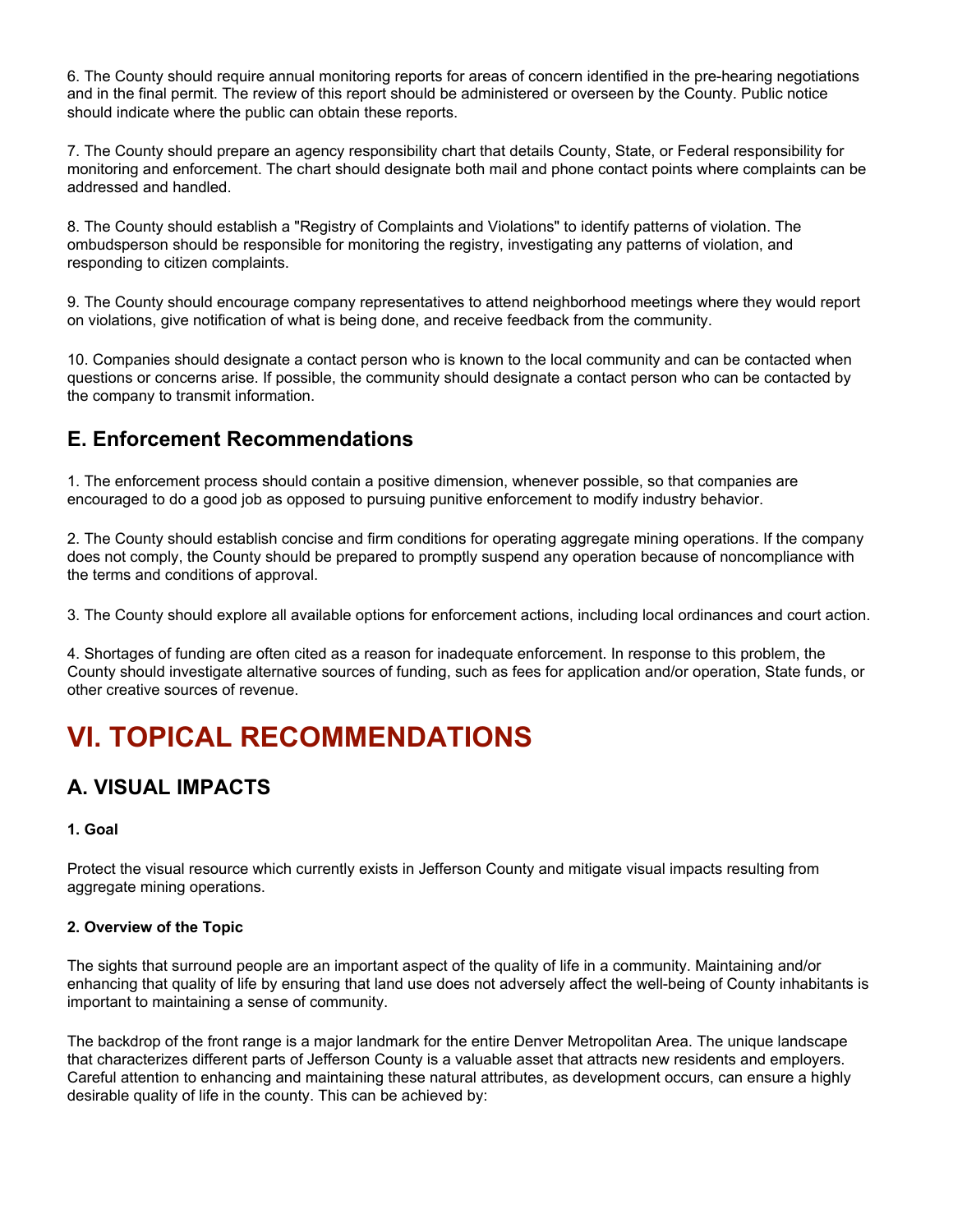6. The County should require annual monitoring reports for areas of concern identified in the pre-hearing negotiations and in the final permit. The review of this report should be administered or overseen by the County. Public notice should indicate where the public can obtain these reports.

7. The County should prepare an agency responsibility chart that details County, State, or Federal responsibility for monitoring and enforcement. The chart should designate both mail and phone contact points where complaints can be addressed and handled.

8. The County should establish a "Registry of Complaints and Violations" to identify patterns of violation. The ombudsperson should be responsible for monitoring the registry, investigating any patterns of violation, and responding to citizen complaints.

9. The County should encourage company representatives to attend neighborhood meetings where they would report on violations, give notification of what is being done, and receive feedback from the community.

10. Companies should designate a contact person who is known to the local community and can be contacted when questions or concerns arise. If possible, the community should designate a contact person who can be contacted by the company to transmit information.

## E. Enforcement Recommendations

1. The enforcement process should contain a positive dimension, whenever possible, so that companies are encouraged to do a good job as opposed to pursuing punitive enforcement to modify industry behavior.

2. The County should establish concise and firm conditions for operating aggregate mining operations. If the company does not comply, the County should be prepared to promptly suspend any operation because of noncompliance with the terms and conditions of approval.

3. The County should explore all available options for enforcement actions, including local ordinances and court action.

4. Shortages of funding are often cited as a reason for inadequate enforcement. In response to this problem, the County should investigate alternative sources of funding, such as fees for application and/or operation, State funds, or other creative sources of revenue.

# VI. TOPICAL RECOMMENDATIONS

## A. VISUAL IMPACTS

#### 1. Goal

Protect the visual resource which currently exists in Jefferson County and mitigate visual impacts resulting from aggregate mining operations.

#### 2. Overview of the Topic

The sights that surround people are an important aspect of the quality of life in a community. Maintaining and/or enhancing that quality of life by ensuring that land use does not adversely affect the well-being of County inhabitants is important to maintaining a sense of community.

The backdrop of the front range is a major landmark for the entire Denver Metropolitan Area. The unique landscape that characterizes different parts of Jefferson County is a valuable asset that attracts new residents and employers. Careful attention to enhancing and maintaining these natural attributes, as development occurs, can ensure a highly desirable quality of life in the county. This can be achieved by: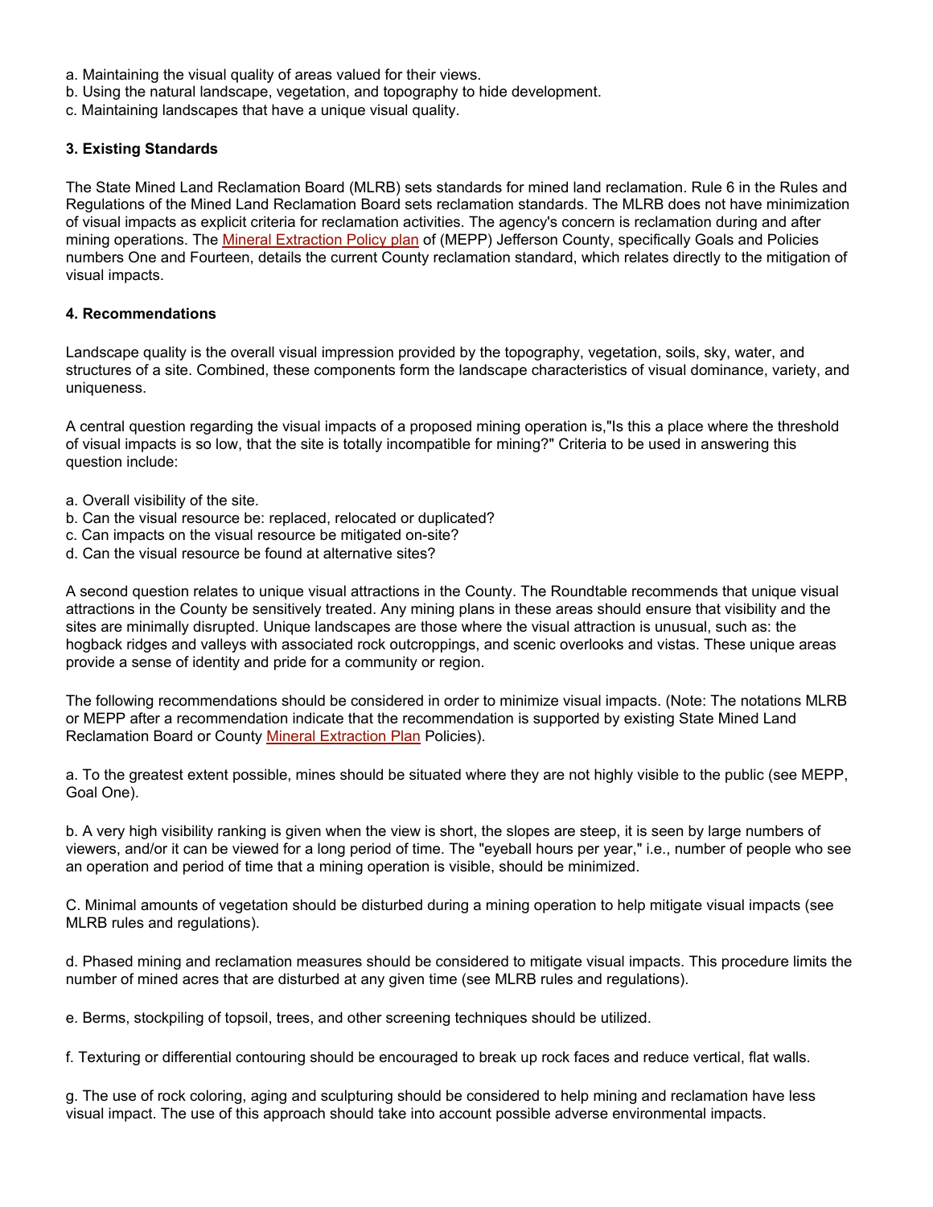a. Maintaining the visual quality of areas valued for their views.
b. Using the natural landscape, vegetation, and topography to hide development.
c. Maintaining landscapes that have a unique visual quality.

**3. Existing Standards**

The State Mined Land Reclamation Board (MLRB) sets standards for mined land reclamation. Rule 6 in the Rules and Regulations of the Mined Land Reclamation Board sets reclamation standards. The MLRB does not have minimization of visual impacts as explicit criteria for reclamation activities. The agency's concern is reclamation during and after mining operations. The Mineral Extraction Policy plan of (MEPP) Jefferson County, specifically Goals and Policies numbers One and Fourteen, details the current County reclamation standard, which relates directly to the mitigation of visual impacts.

**4. Recommendations**

Landscape quality is the overall visual impression provided by the topography, vegetation, soils, sky, water, and structures of a site. Combined, these components form the landscape characteristics of visual dominance, variety, and uniqueness.

A central question regarding the visual impacts of a proposed mining operation is,"Is this a place where the threshold of visual impacts is so low, that the site is totally incompatible for mining?" Criteria to be used in answering this question include:

a. Overall visibility of the site.
b. Can the visual resource be: replaced, relocated or duplicated?
c. Can impacts on the visual resource be mitigated on-site?
d. Can the visual resource be found at alternative sites?

A second question relates to unique visual attractions in the County. The Roundtable recommends that unique visual attractions in the County be sensitively treated. Any mining plans in these areas should ensure that visibility and the sites are minimally disrupted. Unique landscapes are those where the visual attraction is unusual, such as: the hogback ridges and valleys with associated rock outcroppings, and scenic overlooks and vistas. These unique areas provide a sense of identity and pride for a community or region.

The following recommendations should be considered in order to minimize visual impacts. (Note: The notations MLRB or MEPP after a recommendation indicate that the recommendation is supported by existing State Mined Land Reclamation Board or County Mineral Extraction Plan Policies).

a. To the greatest extent possible, mines should be situated where they are not highly visible to the public (see MEPP, Goal One).

b. A very high visibility ranking is given when the view is short, the slopes are steep, it is seen by large numbers of viewers, and/or it can be viewed for a long period of time. The "eyeball hours per year," i.e., number of people who see an operation and period of time that a mining operation is visible, should be minimized.

C. Minimal amounts of vegetation should be disturbed during a mining operation to help mitigate visual impacts (see MLRB rules and regulations).

d. Phased mining and reclamation measures should be considered to mitigate visual impacts. This procedure limits the number of mined acres that are disturbed at any given time (see MLRB rules and regulations).

e. Berms, stockpiling of topsoil, trees, and other screening techniques should be utilized.

f. Texturing or differential contouring should be encouraged to break up rock faces and reduce vertical, flat walls.

g. The use of rock coloring, aging and sculpturing should be considered to help mining and reclamation have less visual impact. The use of this approach should take into account possible adverse environmental impacts.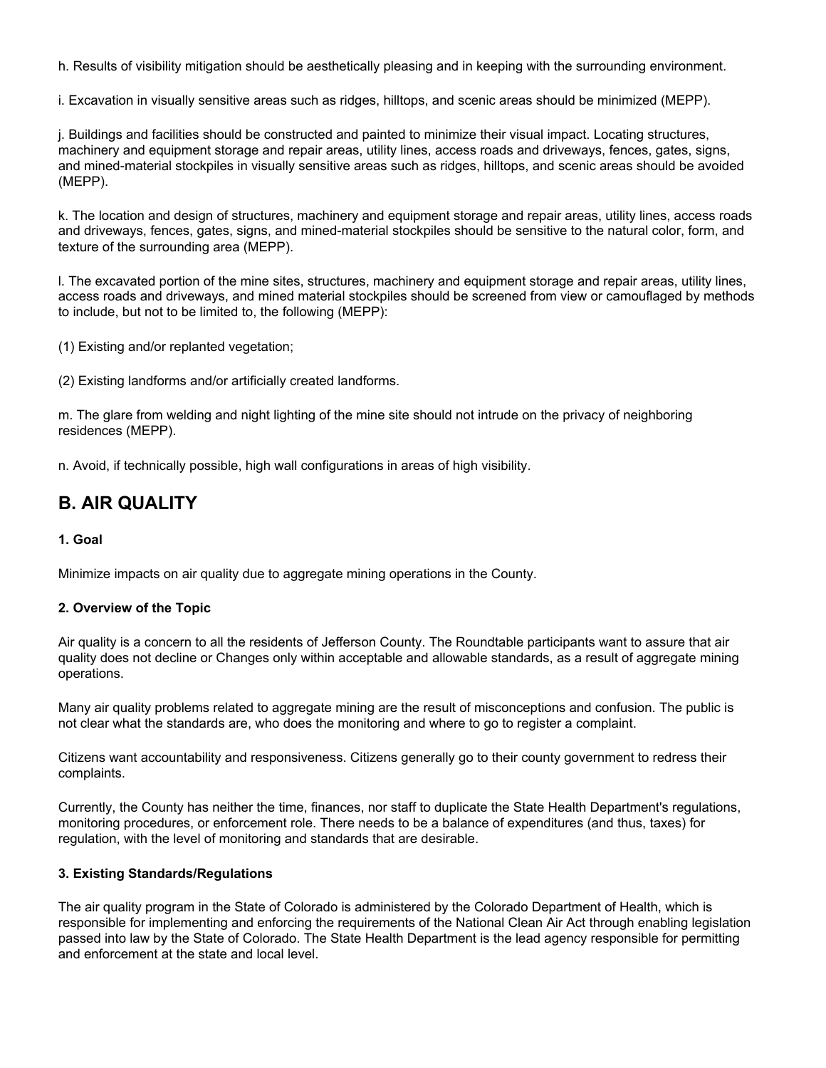h. Results of visibility mitigation should be aesthetically pleasing and in keeping with the surrounding environment.

i. Excavation in visually sensitive areas such as ridges, hilltops, and scenic areas should be minimized (MEPP).

j. Buildings and facilities should be constructed and painted to minimize their visual impact. Locating structures, machinery and equipment storage and repair areas, utility lines, access roads and driveways, fences, gates, signs, and mined-material stockpiles in visually sensitive areas such as ridges, hilltops, and scenic areas should be avoided (MEPP).

k. The location and design of structures, machinery and equipment storage and repair areas, utility lines, access roads and driveways, fences, gates, signs, and mined-material stockpiles should be sensitive to the natural color, form, and texture of the surrounding area (MEPP).

l. The excavated portion of the mine sites, structures, machinery and equipment storage and repair areas, utility lines, access roads and driveways, and mined material stockpiles should be screened from view or camouflaged by methods to include, but not to be limited to, the following (MEPP):

(1) Existing and/or replanted vegetation;

(2) Existing landforms and/or artificially created landforms.

m. The glare from welding and night lighting of the mine site should not intrude on the privacy of neighboring residences (MEPP).

n. Avoid, if technically possible, high wall configurations in areas of high visibility.

## B. AIR QUALITY

**1. Goal**

Minimize impacts on air quality due to aggregate mining operations in the County.

**2. Overview of the Topic**

Air quality is a concern to all the residents of Jefferson County. The Roundtable participants want to assure that air quality does not decline or Changes only within acceptable and allowable standards, as a result of aggregate mining operations.

Many air quality problems related to aggregate mining are the result of misconceptions and confusion. The public is not clear what the standards are, who does the monitoring and where to go to register a complaint.

Citizens want accountability and responsiveness. Citizens generally go to their county government to redress their complaints.

Currently, the County has neither the time, finances, nor staff to duplicate the State Health Department's regulations, monitoring procedures, or enforcement role. There needs to be a balance of expenditures (and thus, taxes) for regulation, with the level of monitoring and standards that are desirable.

**3. Existing Standards/Regulations**

The air quality program in the State of Colorado is administered by the Colorado Department of Health, which is responsible for implementing and enforcing the requirements of the National Clean Air Act through enabling legislation passed into law by the State of Colorado. The State Health Department is the lead agency responsible for permitting and enforcement at the state and local level.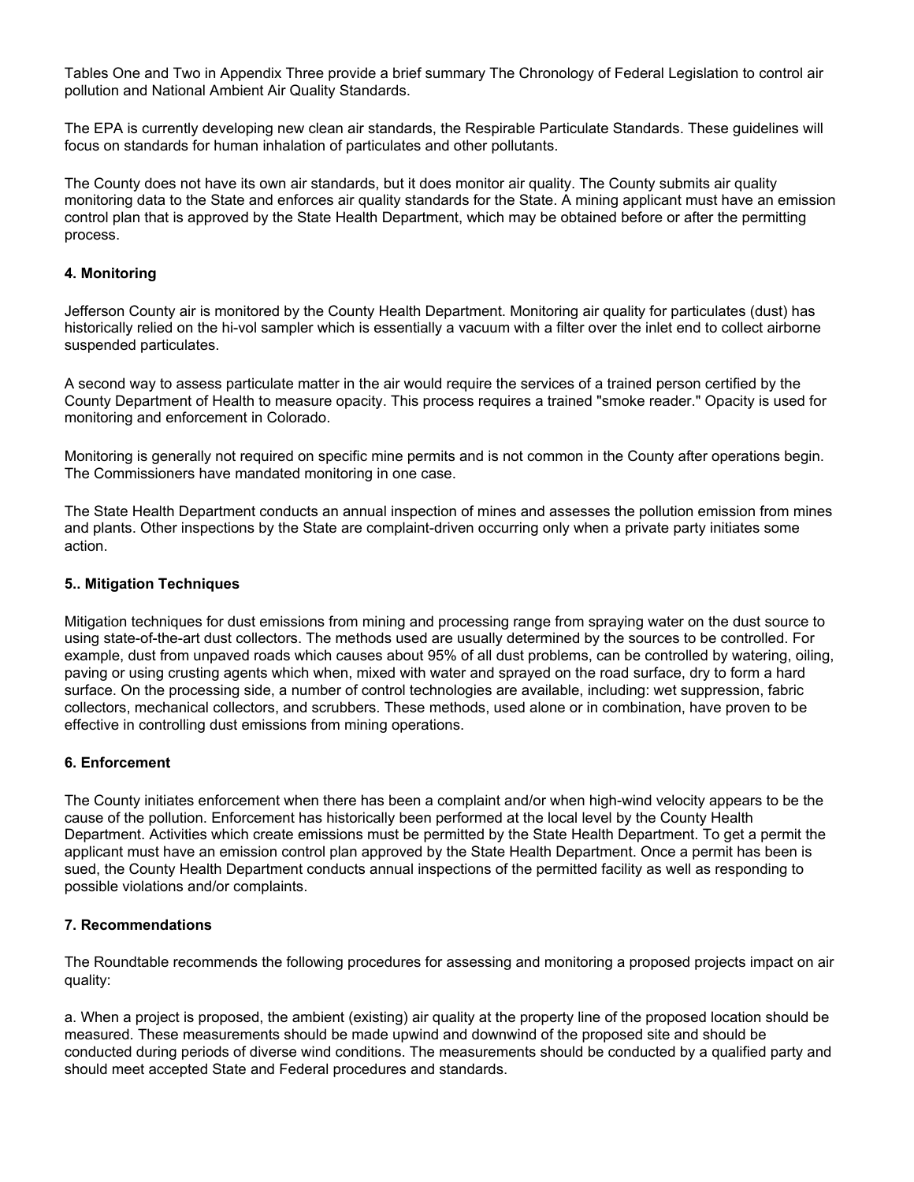Tables One and Two in Appendix Three provide a brief summary The Chronology of Federal Legislation to control air pollution and National Ambient Air Quality Standards.

The EPA is currently developing new clean air standards, the Respirable Particulate Standards. These guidelines will focus on standards for human inhalation of particulates and other pollutants.

The County does not have its own air standards, but it does monitor air quality. The County submits air quality monitoring data to the State and enforces air quality standards for the State. A mining applicant must have an emission control plan that is approved by the State Health Department, which may be obtained before or after the permitting process.

#### 4. Monitoring

Jefferson County air is monitored by the County Health Department. Monitoring air quality for particulates (dust) has historically relied on the hi-vol sampler which is essentially a vacuum with a filter over the inlet end to collect airborne suspended particulates.

A second way to assess particulate matter in the air would require the services of a trained person certified by the County Department of Health to measure opacity. This process requires a trained "smoke reader." Opacity is used for monitoring and enforcement in Colorado.

Monitoring is generally not required on specific mine permits and is not common in the County after operations begin. The Commissioners have mandated monitoring in one case.

The State Health Department conducts an annual inspection of mines and assesses the pollution emission from mines and plants. Other inspections by the State are complaint-driven occurring only when a private party initiates some action.

#### 5.. Mitigation Techniques

Mitigation techniques for dust emissions from mining and processing range from spraying water on the dust source to using state-of-the-art dust collectors. The methods used are usually determined by the sources to be controlled. For example, dust from unpaved roads which causes about 95% of all dust problems, can be controlled by watering, oiling, paving or using crusting agents which when, mixed with water and sprayed on the road surface, dry to form a hard surface. On the processing side, a number of control technologies are available, including: wet suppression, fabric collectors, mechanical collectors, and scrubbers. These methods, used alone or in combination, have proven to be effective in controlling dust emissions from mining operations.

#### 6. Enforcement

The County initiates enforcement when there has been a complaint and/or when high-wind velocity appears to be the cause of the pollution. Enforcement has historically been performed at the local level by the County Health Department. Activities which create emissions must be permitted by the State Health Department. To get a permit the applicant must have an emission control plan approved by the State Health Department. Once a permit has been is sued, the County Health Department conducts annual inspections of the permitted facility as well as responding to possible violations and/or complaints.

#### 7. Recommendations

The Roundtable recommends the following procedures for assessing and monitoring a proposed projects impact on air quality:

a. When a project is proposed, the ambient (existing) air quality at the property line of the proposed location should be measured. These measurements should be made upwind and downwind of the proposed site and should be conducted during periods of diverse wind conditions. The measurements should be conducted by a qualified party and should meet accepted State and Federal procedures and standards.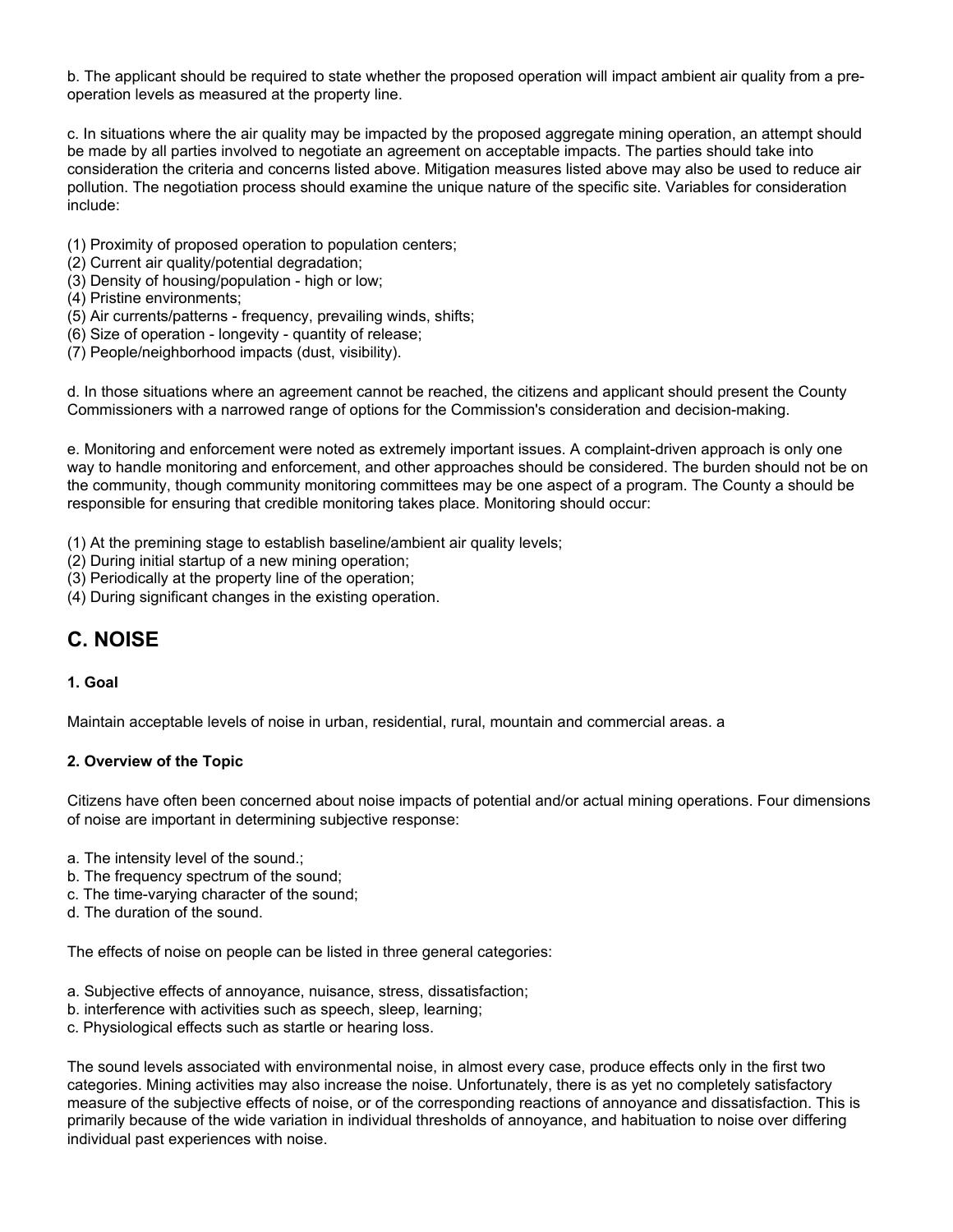b. The applicant should be required to state whether the proposed operation will impact ambient air quality from a pre-operation levels as measured at the property line.

c. In situations where the air quality may be impacted by the proposed aggregate mining operation, an attempt should be made by all parties involved to negotiate an agreement on acceptable impacts. The parties should take into consideration the criteria and concerns listed above. Mitigation measures listed above may also be used to reduce air pollution. The negotiation process should examine the unique nature of the specific site. Variables for consideration include:

(1) Proximity of proposed operation to population centers;
(2) Current air quality/potential degradation;
(3) Density of housing/population - high or low;
(4) Pristine environments;
(5) Air currents/patterns - frequency, prevailing winds, shifts;
(6) Size of operation - longevity - quantity of release;
(7) People/neighborhood impacts (dust, visibility).

d. In those situations where an agreement cannot be reached, the citizens and applicant should present the County Commissioners with a narrowed range of options for the Commission's consideration and decision-making.

e. Monitoring and enforcement were noted as extremely important issues. A complaint-driven approach is only one way to handle monitoring and enforcement, and other approaches should be considered. The burden should not be on the community, though community monitoring committees may be one aspect of a program. The County a should be responsible for ensuring that credible monitoring takes place. Monitoring should occur:

(1) At the premining stage to establish baseline/ambient air quality levels;
(2) During initial startup of a new mining operation;
(3) Periodically at the property line of the operation;
(4) During significant changes in the existing operation.

## C. NOISE

**1. Goal**

Maintain acceptable levels of noise in urban, residential, rural, mountain and commercial areas. a

**2. Overview of the Topic**

Citizens have often been concerned about noise impacts of potential and/or actual mining operations. Four dimensions of noise are important in determining subjective response:

a. The intensity level of the sound.;
b. The frequency spectrum of the sound;
c. The time-varying character of the sound;
d. The duration of the sound.

The effects of noise on people can be listed in three general categories:

a. Subjective effects of annoyance, nuisance, stress, dissatisfaction;
b. interference with activities such as speech, sleep, learning;
c. Physiological effects such as startle or hearing loss.

The sound levels associated with environmental noise, in almost every case, produce effects only in the first two categories. Mining activities may also increase the noise. Unfortunately, there is as yet no completely satisfactory measure of the subjective effects of noise, or of the corresponding reactions of annoyance and dissatisfaction. This is primarily because of the wide variation in individual thresholds of annoyance, and habituation to noise over differing individual past experiences with noise.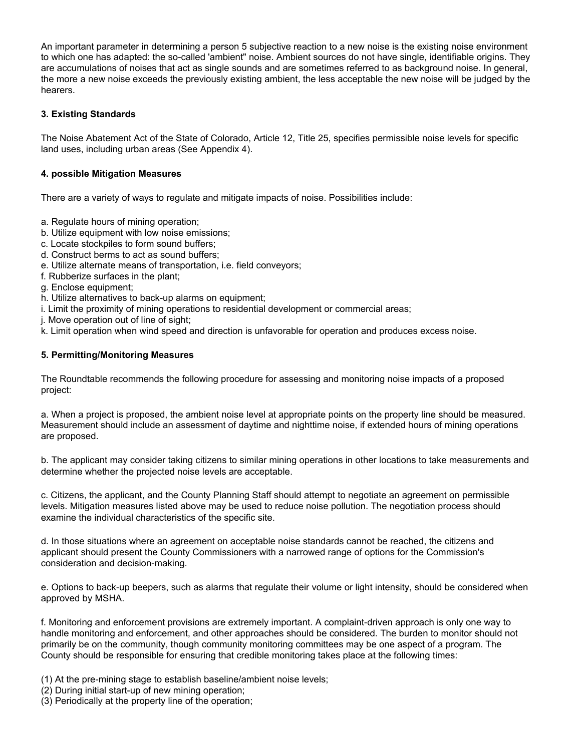An important parameter in determining a person 5 subjective reaction to a new noise is the existing noise environment to which one has adapted: the so-called 'ambient" noise. Ambient sources do not have single, identifiable origins. They are accumulations of noises that act as single sounds and are sometimes referred to as background noise. In general, the more a new noise exceeds the previously existing ambient, the less acceptable the new noise will be judged by the hearers.

### 3. Existing Standards

The Noise Abatement Act of the State of Colorado, Article 12, Title 25, specifies permissible noise levels for specific land uses, including urban areas (See Appendix 4).

### 4. possible Mitigation Measures

There are a variety of ways to regulate and mitigate impacts of noise. Possibilities include:

a. Regulate hours of mining operation;
b. Utilize equipment with low noise emissions;
c. Locate stockpiles to form sound buffers;
d. Construct berms to act as sound buffers;
e. Utilize alternate means of transportation, i.e. field conveyors;
f. Rubberize surfaces in the plant;
g. Enclose equipment;
h. Utilize alternatives to back-up alarms on equipment;
i. Limit the proximity of mining operations to residential development or commercial areas;
j. Move operation out of line of sight;
k. Limit operation when wind speed and direction is unfavorable for operation and produces excess noise.

### 5. Permitting/Monitoring Measures

The Roundtable recommends the following procedure for assessing and monitoring noise impacts of a proposed project:

a. When a project is proposed, the ambient noise level at appropriate points on the property line should be measured. Measurement should include an assessment of daytime and nighttime noise, if extended hours of mining operations are proposed.

b. The applicant may consider taking citizens to similar mining operations in other locations to take measurements and determine whether the projected noise levels are acceptable.

c. Citizens, the applicant, and the County Planning Staff should attempt to negotiate an agreement on permissible levels. Mitigation measures listed above may be used to reduce noise pollution. The negotiation process should examine the individual characteristics of the specific site.

d. In those situations where an agreement on acceptable noise standards cannot be reached, the citizens and applicant should present the County Commissioners with a narrowed range of options for the Commission's consideration and decision-making.

e. Options to back-up beepers, such as alarms that regulate their volume or light intensity, should be considered when approved by MSHA.

f. Monitoring and enforcement provisions are extremely important. A complaint-driven approach is only one way to handle monitoring and enforcement, and other approaches should be considered. The burden to monitor should not primarily be on the community, though community monitoring committees may be one aspect of a program. The County should be responsible for ensuring that credible monitoring takes place at the following times:

(1) At the pre-mining stage to establish baseline/ambient noise levels;
(2) During initial start-up of new mining operation;
(3) Periodically at the property line of the operation;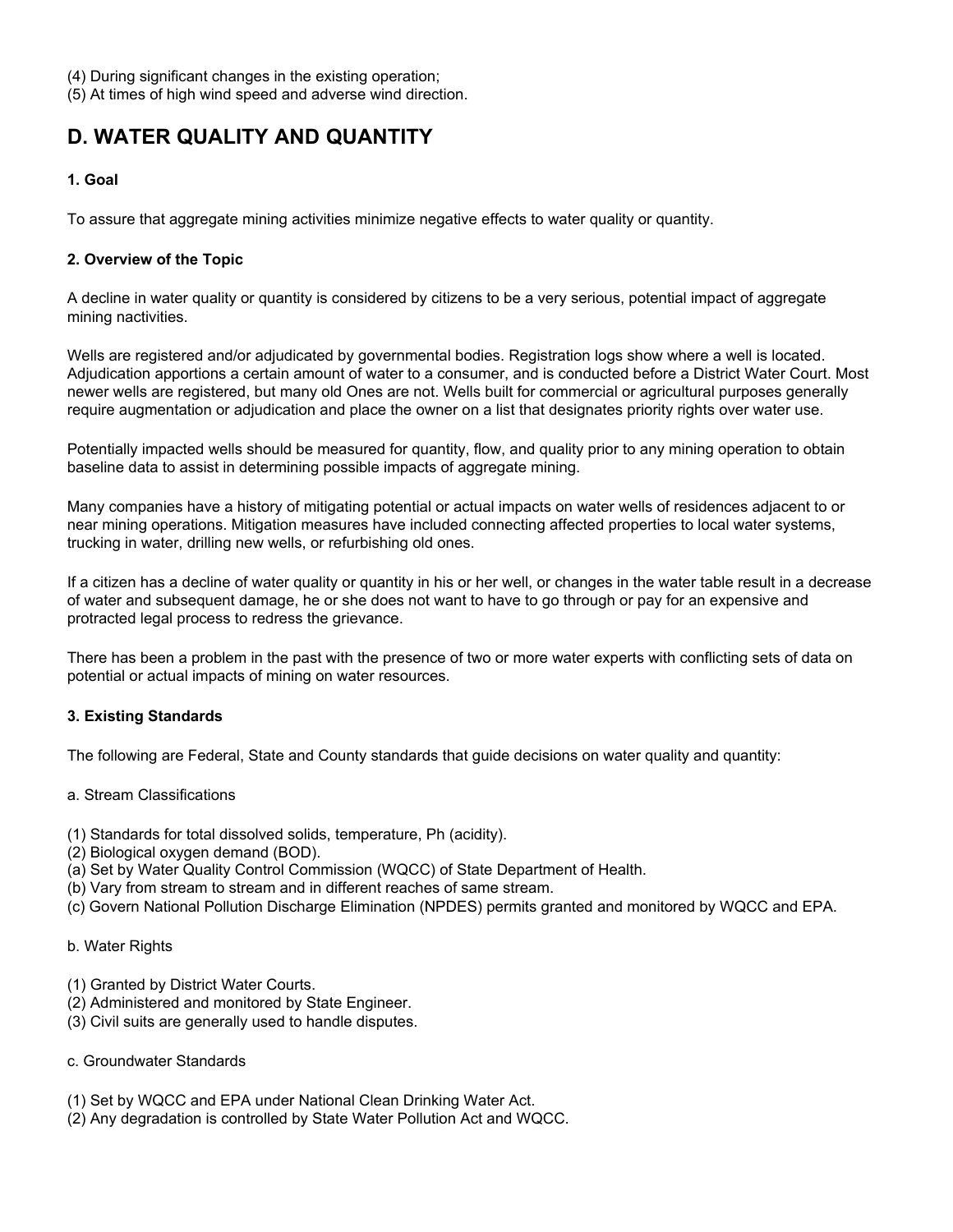(4) During significant changes in the existing operation;
(5) At times of high wind speed and adverse wind direction.

## D. WATER QUALITY AND QUANTITY

### 1. Goal

To assure that aggregate mining activities minimize negative effects to water quality or quantity.

### 2. Overview of the Topic

A decline in water quality or quantity is considered by citizens to be a very serious, potential impact of aggregate mining nactivities.

Wells are registered and/or adjudicated by governmental bodies. Registration logs show where a well is located. Adjudication apportions a certain amount of water to a consumer, and is conducted before a District Water Court. Most newer wells are registered, but many old Ones are not. Wells built for commercial or agricultural purposes generally require augmentation or adjudication and place the owner on a list that designates priority rights over water use.

Potentially impacted wells should be measured for quantity, flow, and quality prior to any mining operation to obtain baseline data to assist in determining possible impacts of aggregate mining.

Many companies have a history of mitigating potential or actual impacts on water wells of residences adjacent to or near mining operations. Mitigation measures have included connecting affected properties to local water systems, trucking in water, drilling new wells, or refurbishing old ones.

If a citizen has a decline of water quality or quantity in his or her well, or changes in the water table result in a decrease of water and subsequent damage, he or she does not want to have to go through or pay for an expensive and protracted legal process to redress the grievance.

There has been a problem in the past with the presence of two or more water experts with conflicting sets of data on potential or actual impacts of mining on water resources.

### 3. Existing Standards

The following are Federal, State and County standards that guide decisions on water quality and quantity:

a. Stream Classifications

(1) Standards for total dissolved solids, temperature, Ph (acidity).
(2) Biological oxygen demand (BOD).
(a) Set by Water Quality Control Commission (WQCC) of State Department of Health.
(b) Vary from stream to stream and in different reaches of same stream.
(c) Govern National Pollution Discharge Elimination (NPDES) permits granted and monitored by WQCC and EPA.

b. Water Rights

(1) Granted by District Water Courts.
(2) Administered and monitored by State Engineer.
(3) Civil suits are generally used to handle disputes.

c. Groundwater Standards

(1) Set by WQCC and EPA under National Clean Drinking Water Act.
(2) Any degradation is controlled by State Water Pollution Act and WQCC.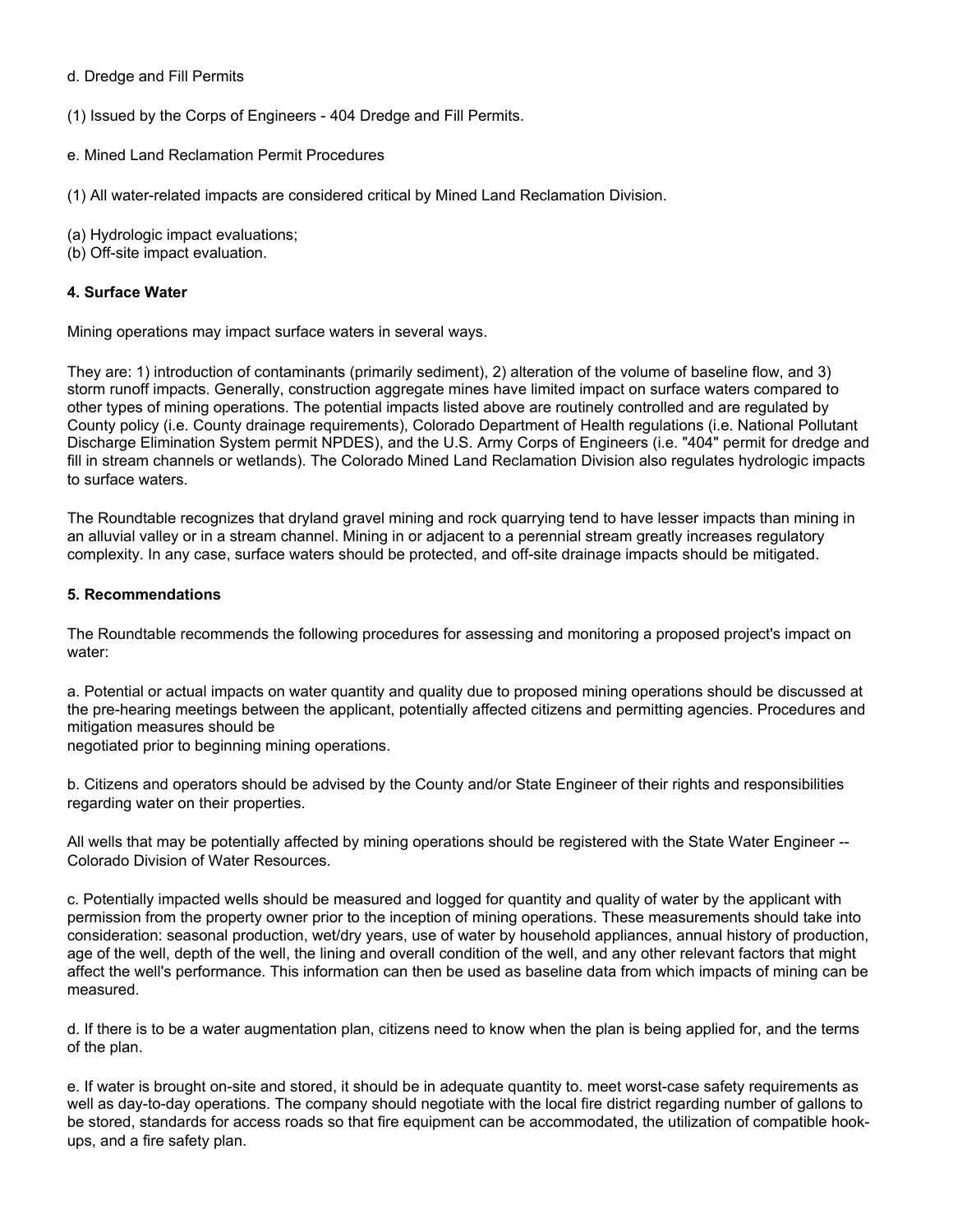d. Dredge and Fill Permits

(1) Issued by the Corps of Engineers - 404 Dredge and Fill Permits.

e. Mined Land Reclamation Permit Procedures

(1) All water-related impacts are considered critical by Mined Land Reclamation Division.

(a) Hydrologic impact evaluations;
(b) Off-site impact evaluation.

**4. Surface Water**

Mining operations may impact surface waters in several ways.

They are: 1) introduction of contaminants (primarily sediment), 2) alteration of the volume of baseline flow, and 3) storm runoff impacts. Generally, construction aggregate mines have limited impact on surface waters compared to other types of mining operations. The potential impacts listed above are routinely controlled and are regulated by County policy (i.e. County drainage requirements), Colorado Department of Health regulations (i.e. National Pollutant Discharge Elimination System permit NPDES), and the U.S. Army Corps of Engineers (i.e. "404" permit for dredge and fill in stream channels or wetlands). The Colorado Mined Land Reclamation Division also regulates hydrologic impacts to surface waters.

The Roundtable recognizes that dryland gravel mining and rock quarrying tend to have lesser impacts than mining in an alluvial valley or in a stream channel. Mining in or adjacent to a perennial stream greatly increases regulatory complexity. In any case, surface waters should be protected, and off-site drainage impacts should be mitigated.

**5. Recommendations**

The Roundtable recommends the following procedures for assessing and monitoring a proposed project's impact on water:

a. Potential or actual impacts on water quantity and quality due to proposed mining operations should be discussed at the pre-hearing meetings between the applicant, potentially affected citizens and permitting agencies. Procedures and mitigation measures should be
negotiated prior to beginning mining operations.

b. Citizens and operators should be advised by the County and/or State Engineer of their rights and responsibilities regarding water on their properties.

All wells that may be potentially affected by mining operations should be registered with the State Water Engineer -- Colorado Division of Water Resources.

c. Potentially impacted wells should be measured and logged for quantity and quality of water by the applicant with permission from the property owner prior to the inception of mining operations. These measurements should take into consideration: seasonal production, wet/dry years, use of water by household appliances, annual history of production, age of the well, depth of the well, the lining and overall condition of the well, and any other relevant factors that might affect the well's performance. This information can then be used as baseline data from which impacts of mining can be measured.

d. If there is to be a water augmentation plan, citizens need to know when the plan is being applied for, and the terms of the plan.

e. If water is brought on-site and stored, it should be in adequate quantity to. meet worst-case safety requirements as well as day-to-day operations. The company should negotiate with the local fire district regarding number of gallons to be stored, standards for access roads so that fire equipment can be accommodated, the utilization of compatible hook-ups, and a fire safety plan.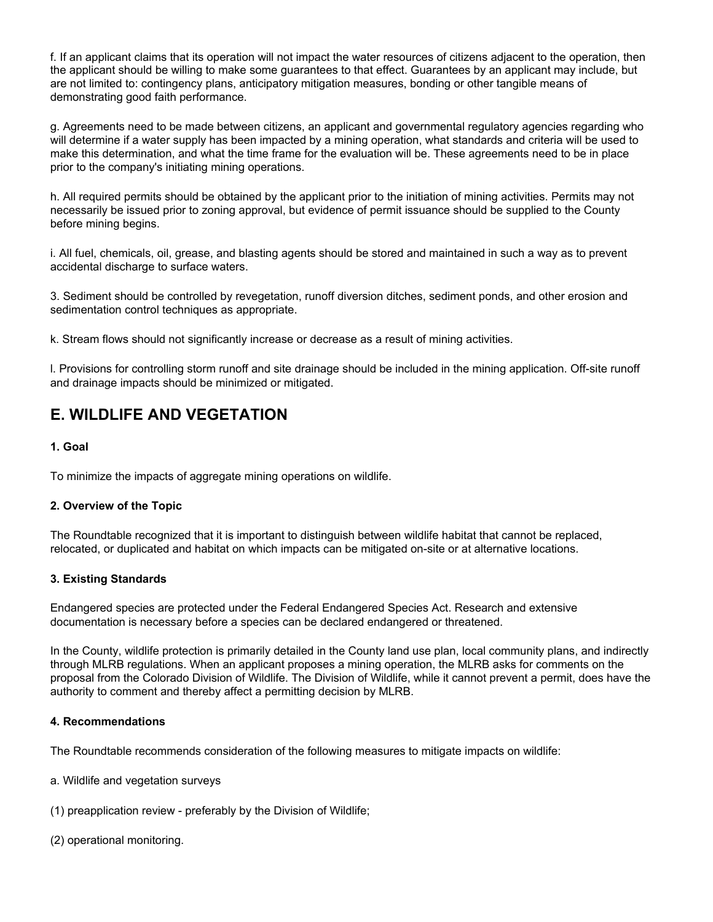f. If an applicant claims that its operation will not impact the water resources of citizens adjacent to the operation, then the applicant should be willing to make some guarantees to that effect. Guarantees by an applicant may include, but are not limited to: contingency plans, anticipatory mitigation measures, bonding or other tangible means of demonstrating good faith performance.

g. Agreements need to be made between citizens, an applicant and governmental regulatory agencies regarding who will determine if a water supply has been impacted by a mining operation, what standards and criteria will be used to make this determination, and what the time frame for the evaluation will be. These agreements need to be in place prior to the company's initiating mining operations.

h. All required permits should be obtained by the applicant prior to the initiation of mining activities. Permits may not necessarily be issued prior to zoning approval, but evidence of permit issuance should be supplied to the County before mining begins.

i. All fuel, chemicals, oil, grease, and blasting agents should be stored and maintained in such a way as to prevent accidental discharge to surface waters.

3. Sediment should be controlled by revegetation, runoff diversion ditches, sediment ponds, and other erosion and sedimentation control techniques as appropriate.

k. Stream flows should not significantly increase or decrease as a result of mining activities.

l. Provisions for controlling storm runoff and site drainage should be included in the mining application. Off-site runoff and drainage impacts should be minimized or mitigated.

## E. WILDLIFE AND VEGETATION

**1. Goal**

To minimize the impacts of aggregate mining operations on wildlife.

**2. Overview of the Topic**

The Roundtable recognized that it is important to distinguish between wildlife habitat that cannot be replaced, relocated, or duplicated and habitat on which impacts can be mitigated on-site or at alternative locations.

**3. Existing Standards**

Endangered species are protected under the Federal Endangered Species Act. Research and extensive documentation is necessary before a species can be declared endangered or threatened.

In the County, wildlife protection is primarily detailed in the County land use plan, local community plans, and indirectly through MLRB regulations. When an applicant proposes a mining operation, the MLRB asks for comments on the proposal from the Colorado Division of Wildlife. The Division of Wildlife, while it cannot prevent a permit, does have the authority to comment and thereby affect a permitting decision by MLRB.

**4. Recommendations**

The Roundtable recommends consideration of the following measures to mitigate impacts on wildlife:

a. Wildlife and vegetation surveys

(1) preapplication review - preferably by the Division of Wildlife;

(2) operational monitoring.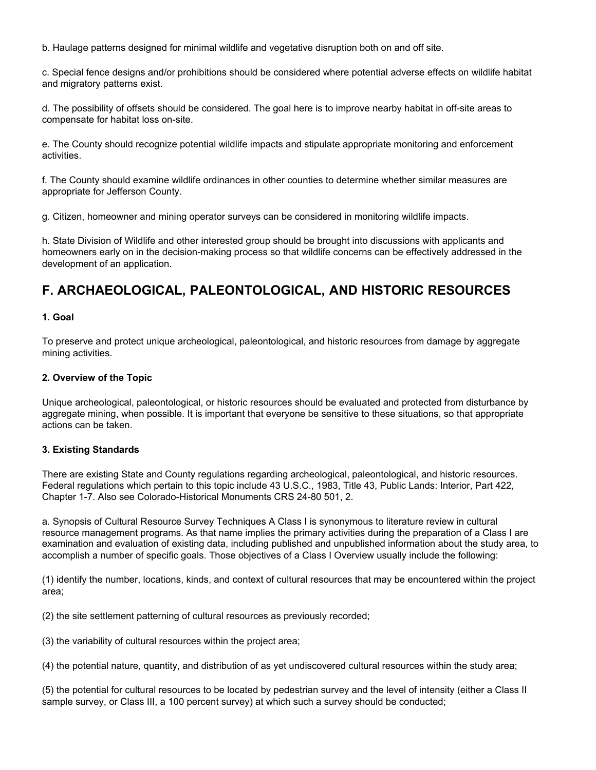b. Haulage patterns designed for minimal wildlife and vegetative disruption both on and off site.

c. Special fence designs and/or prohibitions should be considered where potential adverse effects on wildlife habitat and migratory patterns exist.

d. The possibility of offsets should be considered. The goal here is to improve nearby habitat in off-site areas to compensate for habitat loss on-site.

e. The County should recognize potential wildlife impacts and stipulate appropriate monitoring and enforcement activities.

f. The County should examine wildlife ordinances in other counties to determine whether similar measures are appropriate for Jefferson County.

g. Citizen, homeowner and mining operator surveys can be considered in monitoring wildlife impacts.

h. State Division of Wildlife and other interested group should be brought into discussions with applicants and homeowners early on in the decision-making process so that wildlife concerns can be effectively addressed in the development of an application.

## F. ARCHAEOLOGICAL, PALEONTOLOGICAL, AND HISTORIC RESOURCES

**1. Goal**

To preserve and protect unique archeological, paleontological, and historic resources from damage by aggregate mining activities.

**2. Overview of the Topic**

Unique archeological, paleontological, or historic resources should be evaluated and protected from disturbance by aggregate mining, when possible. It is important that everyone be sensitive to these situations, so that appropriate actions can be taken.

**3. Existing Standards**

There are existing State and County regulations regarding archeological, paleontological, and historic resources. Federal regulations which pertain to this topic include 43 U.S.C., 1983, Title 43, Public Lands: Interior, Part 422, Chapter 1-7. Also see Colorado-Historical Monuments CRS 24-80 501, 2.

a. Synopsis of Cultural Resource Survey Techniques A Class I is synonymous to literature review in cultural resource management programs. As that name implies the primary activities during the preparation of a Class I are examination and evaluation of existing data, including published and unpublished information about the study area, to accomplish a number of specific goals. Those objectives of a Class I Overview usually include the following:

(1) identify the number, locations, kinds, and context of cultural resources that may be encountered within the project area;

(2) the site settlement patterning of cultural resources as previously recorded;

(3) the variability of cultural resources within the project area;

(4) the potential nature, quantity, and distribution of as yet undiscovered cultural resources within the study area;

(5) the potential for cultural resources to be located by pedestrian survey and the level of intensity (either a Class II sample survey, or Class III, a 100 percent survey) at which such a survey should be conducted;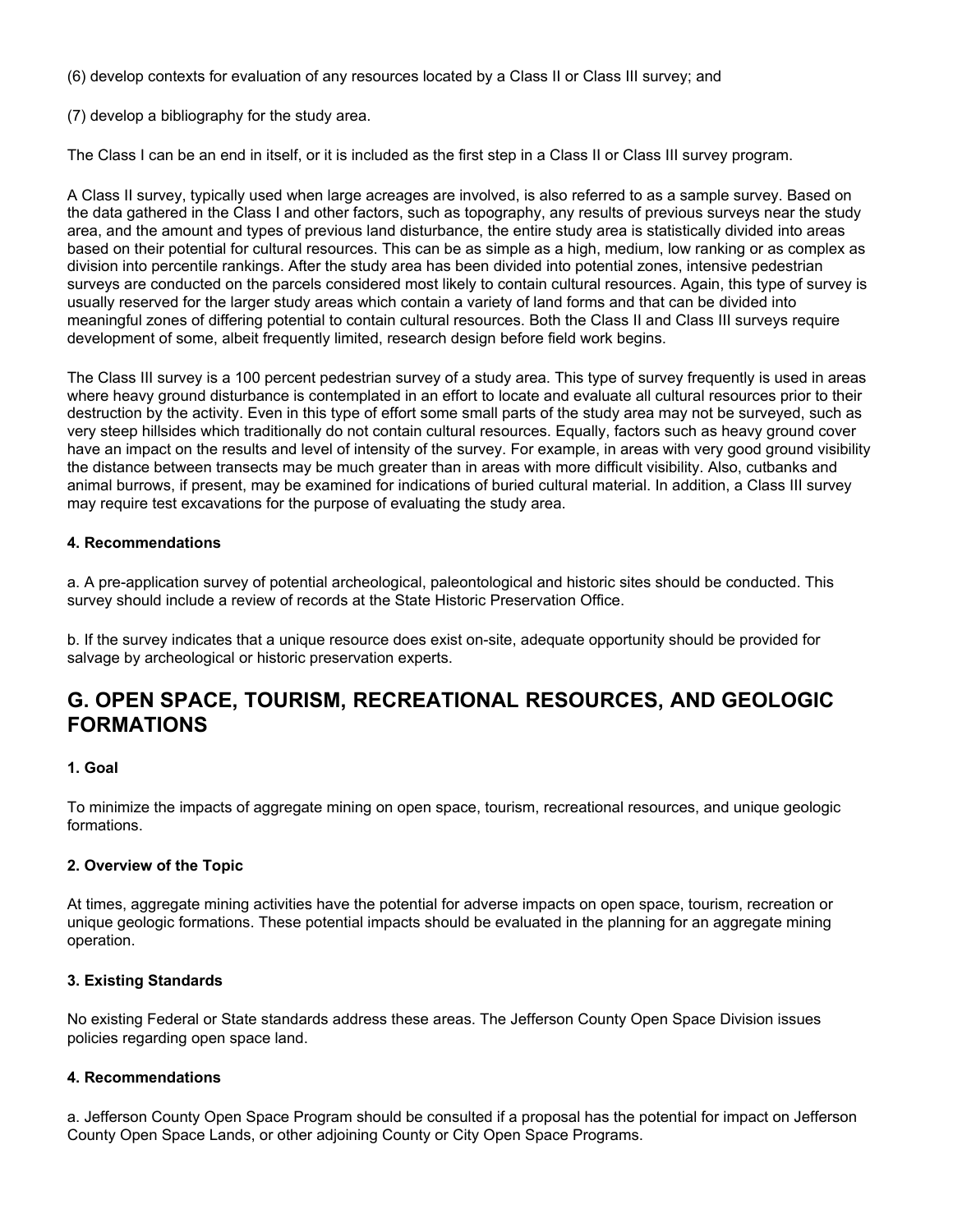(6) develop contexts for evaluation of any resources located by a Class II or Class III survey; and

(7) develop a bibliography for the study area.

The Class I can be an end in itself, or it is included as the first step in a Class II or Class III survey program.

A Class II survey, typically used when large acreages are involved, is also referred to as a sample survey. Based on the data gathered in the Class I and other factors, such as topography, any results of previous surveys near the study area, and the amount and types of previous land disturbance, the entire study area is statistically divided into areas based on their potential for cultural resources. This can be as simple as a high, medium, low ranking or as complex as division into percentile rankings. After the study area has been divided into potential zones, intensive pedestrian surveys are conducted on the parcels considered most likely to contain cultural resources. Again, this type of survey is usually reserved for the larger study areas which contain a variety of land forms and that can be divided into meaningful zones of differing potential to contain cultural resources. Both the Class II and Class III surveys require development of some, albeit frequently limited, research design before field work begins.

The Class III survey is a 100 percent pedestrian survey of a study area. This type of survey frequently is used in areas where heavy ground disturbance is contemplated in an effort to locate and evaluate all cultural resources prior to their destruction by the activity. Even in this type of effort some small parts of the study area may not be surveyed, such as very steep hillsides which traditionally do not contain cultural resources. Equally, factors such as heavy ground cover have an impact on the results and level of intensity of the survey. For example, in areas with very good ground visibility the distance between transects may be much greater than in areas with more difficult visibility. Also, cutbanks and animal burrows, if present, may be examined for indications of buried cultural material. In addition, a Class III survey may require test excavations for the purpose of evaluating the study area.

**4. Recommendations**

a. A pre-application survey of potential archeological, paleontological and historic sites should be conducted. This survey should include a review of records at the State Historic Preservation Office.

b. If the survey indicates that a unique resource does exist on-site, adequate opportunity should be provided for salvage by archeological or historic preservation experts.

## G. OPEN SPACE, TOURISM, RECREATIONAL RESOURCES, AND GEOLOGIC FORMATIONS

**1. Goal**

To minimize the impacts of aggregate mining on open space, tourism, recreational resources, and unique geologic formations.

**2. Overview of the Topic**

At times, aggregate mining activities have the potential for adverse impacts on open space, tourism, recreation or unique geologic formations. These potential impacts should be evaluated in the planning for an aggregate mining operation.

**3. Existing Standards**

No existing Federal or State standards address these areas. The Jefferson County Open Space Division issues policies regarding open space land.

**4. Recommendations**

a. Jefferson County Open Space Program should be consulted if a proposal has the potential for impact on Jefferson County Open Space Lands, or other adjoining County or City Open Space Programs.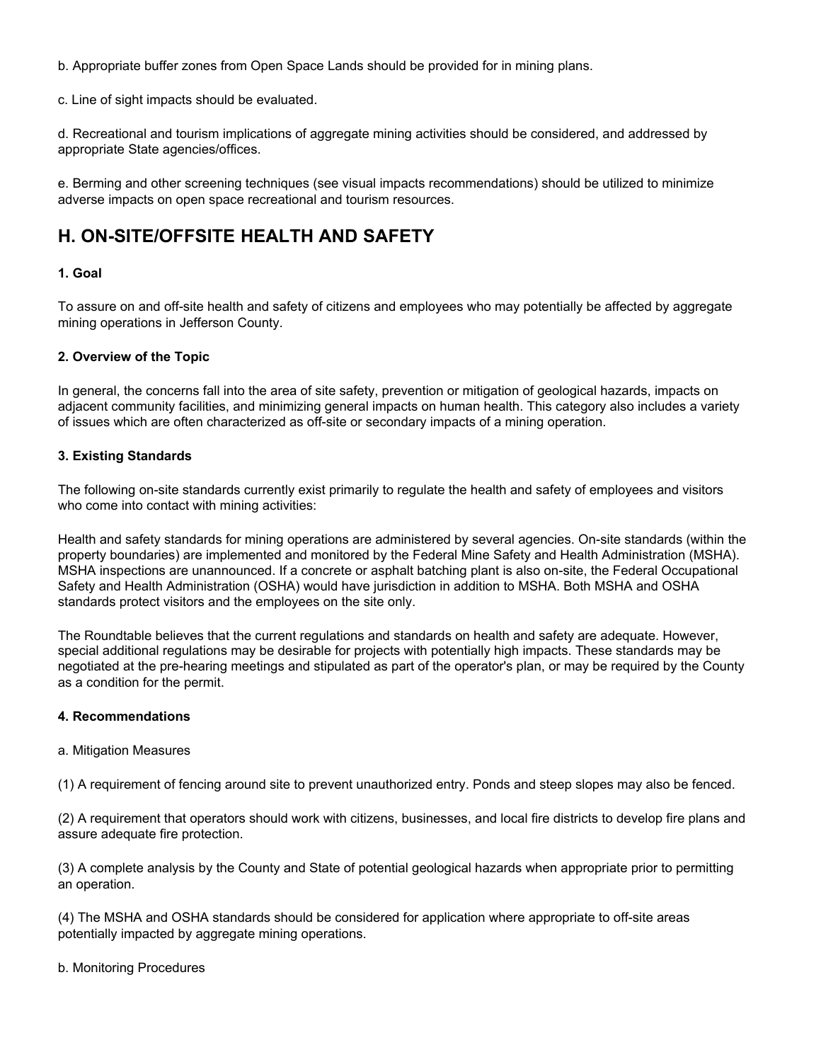b. Appropriate buffer zones from Open Space Lands should be provided for in mining plans.

c. Line of sight impacts should be evaluated.

d. Recreational and tourism implications of aggregate mining activities should be considered, and addressed by appropriate State agencies/offices.

e. Berming and other screening techniques (see visual impacts recommendations) should be utilized to minimize adverse impacts on open space recreational and tourism resources.

## H. ON-SITE/OFFSITE HEALTH AND SAFETY

#### 1. Goal

To assure on and off-site health and safety of citizens and employees who may potentially be affected by aggregate mining operations in Jefferson County.

#### 2. Overview of the Topic

In general, the concerns fall into the area of site safety, prevention or mitigation of geological hazards, impacts on adjacent community facilities, and minimizing general impacts on human health. This category also includes a variety of issues which are often characterized as off-site or secondary impacts of a mining operation.

#### 3. Existing Standards

The following on-site standards currently exist primarily to regulate the health and safety of employees and visitors who come into contact with mining activities:

Health and safety standards for mining operations are administered by several agencies. On-site standards (within the property boundaries) are implemented and monitored by the Federal Mine Safety and Health Administration (MSHA). MSHA inspections are unannounced. If a concrete or asphalt batching plant is also on-site, the Federal Occupational Safety and Health Administration (OSHA) would have jurisdiction in addition to MSHA. Both MSHA and OSHA standards protect visitors and the employees on the site only.

The Roundtable believes that the current regulations and standards on health and safety are adequate. However, special additional regulations may be desirable for projects with potentially high impacts. These standards may be negotiated at the pre-hearing meetings and stipulated as part of the operator's plan, or may be required by the County as a condition for the permit.

#### 4. Recommendations

a. Mitigation Measures

(1) A requirement of fencing around site to prevent unauthorized entry. Ponds and steep slopes may also be fenced.

(2) A requirement that operators should work with citizens, businesses, and local fire districts to develop fire plans and assure adequate fire protection.

(3) A complete analysis by the County and State of potential geological hazards when appropriate prior to permitting an operation.

(4) The MSHA and OSHA standards should be considered for application where appropriate to off-site areas potentially impacted by aggregate mining operations.

b. Monitoring Procedures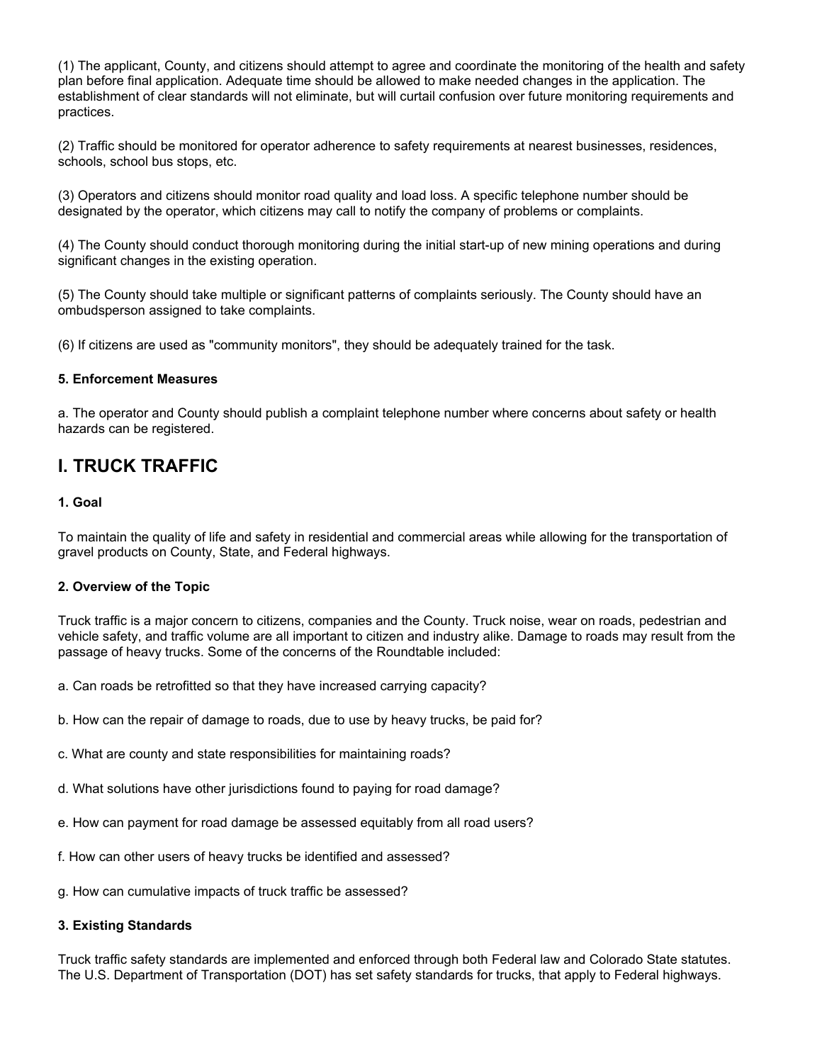(1) The applicant, County, and citizens should attempt to agree and coordinate the monitoring of the health and safety plan before final application. Adequate time should be allowed to make needed changes in the application. The establishment of clear standards will not eliminate, but will curtail confusion over future monitoring requirements and practices.

(2) Traffic should be monitored for operator adherence to safety requirements at nearest businesses, residences, schools, school bus stops, etc.

(3) Operators and citizens should monitor road quality and load loss. A specific telephone number should be designated by the operator, which citizens may call to notify the company of problems or complaints.

(4) The County should conduct thorough monitoring during the initial start-up of new mining operations and during significant changes in the existing operation.

(5) The County should take multiple or significant patterns of complaints seriously. The County should have an ombudsperson assigned to take complaints.

(6) If citizens are used as "community monitors", they should be adequately trained for the task.

**5. Enforcement Measures**

a. The operator and County should publish a complaint telephone number where concerns about safety or health hazards can be registered.

## I. TRUCK TRAFFIC

**1. Goal**

To maintain the quality of life and safety in residential and commercial areas while allowing for the transportation of gravel products on County, State, and Federal highways.

**2. Overview of the Topic**

Truck traffic is a major concern to citizens, companies and the County. Truck noise, wear on roads, pedestrian and vehicle safety, and traffic volume are all important to citizen and industry alike. Damage to roads may result from the passage of heavy trucks. Some of the concerns of the Roundtable included:

a. Can roads be retrofitted so that they have increased carrying capacity?

b. How can the repair of damage to roads, due to use by heavy trucks, be paid for?

c. What are county and state responsibilities for maintaining roads?

d. What solutions have other jurisdictions found to paying for road damage?

e. How can payment for road damage be assessed equitably from all road users?

f. How can other users of heavy trucks be identified and assessed?

g. How can cumulative impacts of truck traffic be assessed?

**3. Existing Standards**

Truck traffic safety standards are implemented and enforced through both Federal law and Colorado State statutes. The U.S. Department of Transportation (DOT) has set safety standards for trucks, that apply to Federal highways.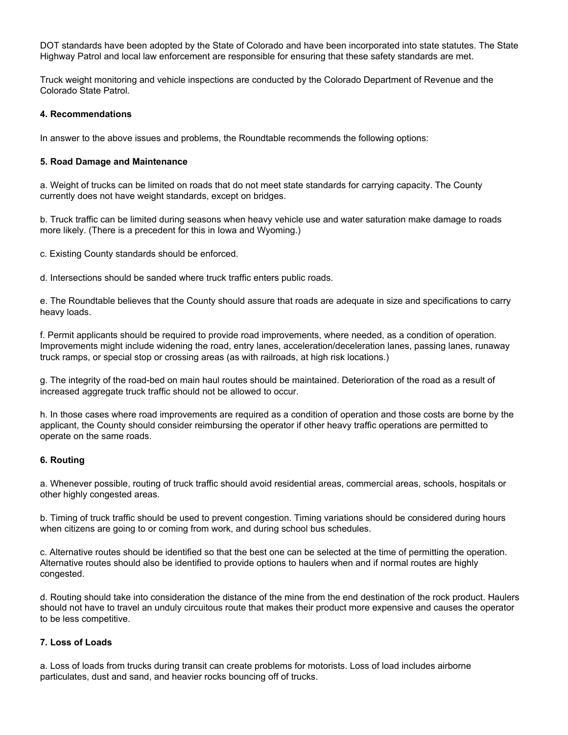DOT standards have been adopted by the State of Colorado and have been incorporated into state statutes. The State Highway Patrol and local law enforcement are responsible for ensuring that these safety standards are met.

Truck weight monitoring and vehicle inspections are conducted by the Colorado Department of Revenue and the Colorado State Patrol.

**4. Recommendations**

In answer to the above issues and problems, the Roundtable recommends the following options:

**5. Road Damage and Maintenance**

a. Weight of trucks can be limited on roads that do not meet state standards for carrying capacity. The County currently does not have weight standards, except on bridges.

b. Truck traffic can be limited during seasons when heavy vehicle use and water saturation make damage to roads more likely. (There is a precedent for this in Iowa and Wyoming.)

c. Existing County standards should be enforced.

d. Intersections should be sanded where truck traffic enters public roads.

e. The Roundtable believes that the County should assure that roads are adequate in size and specifications to carry heavy loads.

f. Permit applicants should be required to provide road improvements, where needed, as a condition of operation. Improvements might include widening the road, entry lanes, acceleration/deceleration lanes, passing lanes, runaway truck ramps, or special stop or crossing areas (as with railroads, at high risk locations.)

g. The integrity of the road-bed on main haul routes should be maintained. Deterioration of the road as a result of increased aggregate truck traffic should not be allowed to occur.

h. In those cases where road improvements are required as a condition of operation and those costs are borne by the applicant, the County should consider reimbursing the operator if other heavy traffic operations are permitted to operate on the same roads.

**6. Routing**

a. Whenever possible, routing of truck traffic should avoid residential areas, commercial areas, schools, hospitals or other highly congested areas.

b. Timing of truck traffic should be used to prevent congestion. Timing variations should be considered during hours when citizens are going to or coming from work, and during school bus schedules.

c. Alternative routes should be identified so that the best one can be selected at the time of permitting the operation. Alternative routes should also be identified to provide options to haulers when and if normal routes are highly congested.

d. Routing should take into consideration the distance of the mine from the end destination of the rock product. Haulers should not have to travel an unduly circuitous route that makes their product more expensive and causes the operator to be less competitive.

**7. Loss of Loads**

a. Loss of loads from trucks during transit can create problems for motorists. Loss of load includes airborne particulates, dust and sand, and heavier rocks bouncing off of trucks.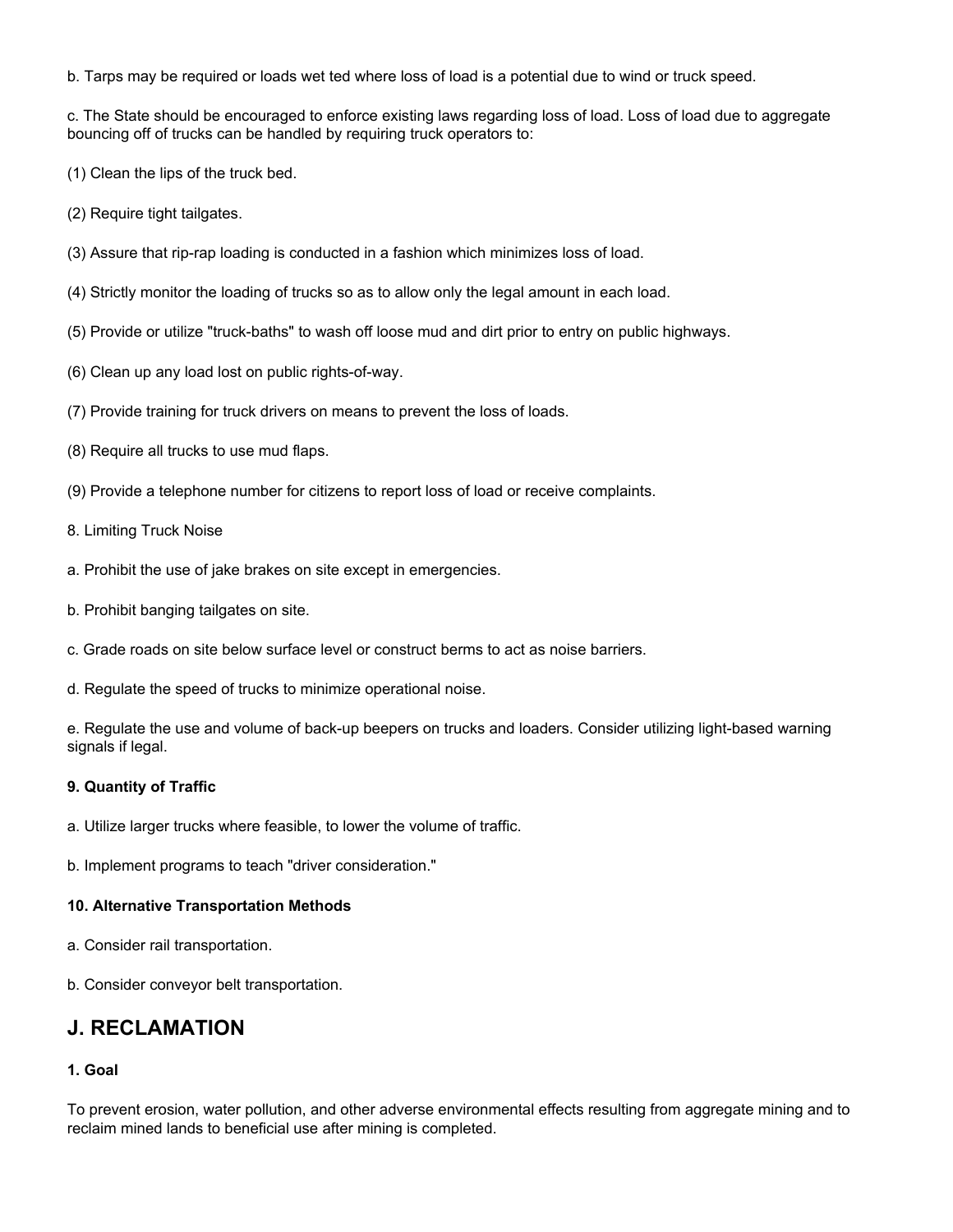b. Tarps may be required or loads wet ted where loss of load is a potential due to wind or truck speed.

c. The State should be encouraged to enforce existing laws regarding loss of load. Loss of load due to aggregate bouncing off of trucks can be handled by requiring truck operators to:

(1) Clean the lips of the truck bed.

(2) Require tight tailgates.

(3) Assure that rip-rap loading is conducted in a fashion which minimizes loss of load.

(4) Strictly monitor the loading of trucks so as to allow only the legal amount in each load.

(5) Provide or utilize "truck-baths" to wash off loose mud and dirt prior to entry on public highways.

(6) Clean up any load lost on public rights-of-way.

(7) Provide training for truck drivers on means to prevent the loss of loads.

(8) Require all trucks to use mud flaps.

(9) Provide a telephone number for citizens to report loss of load or receive complaints.

8. Limiting Truck Noise

a. Prohibit the use of jake brakes on site except in emergencies.

b. Prohibit banging tailgates on site.

c. Grade roads on site below surface level or construct berms to act as noise barriers.

d. Regulate the speed of trucks to minimize operational noise.

e. Regulate the use and volume of back-up beepers on trucks and loaders. Consider utilizing light-based warning signals if legal.

**9. Quantity of Traffic**

a. Utilize larger trucks where feasible, to lower the volume of traffic.

b. Implement programs to teach "driver consideration."

**10. Alternative Transportation Methods**

a. Consider rail transportation.

b. Consider conveyor belt transportation.

## J. RECLAMATION

**1. Goal**

To prevent erosion, water pollution, and other adverse environmental effects resulting from aggregate mining and to reclaim mined lands to beneficial use after mining is completed.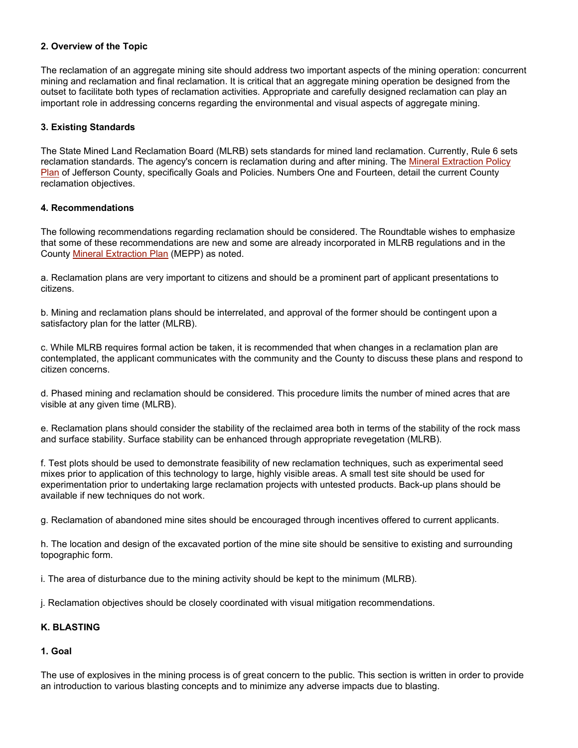### 2. Overview of the Topic

The reclamation of an aggregate mining site should address two important aspects of the mining operation: concurrent mining and reclamation and final reclamation. It is critical that an aggregate mining operation be designed from the outset to facilitate both types of reclamation activities. Appropriate and carefully designed reclamation can play an important role in addressing concerns regarding the environmental and visual aspects of aggregate mining.

### 3. Existing Standards

The State Mined Land Reclamation Board (MLRB) sets standards for mined land reclamation. Currently, Rule 6 sets reclamation standards. The agency's concern is reclamation during and after mining. The Mineral Extraction Policy Plan of Jefferson County, specifically Goals and Policies. Numbers One and Fourteen, detail the current County reclamation objectives.

### 4. Recommendations

The following recommendations regarding reclamation should be considered. The Roundtable wishes to emphasize that some of these recommendations are new and some are already incorporated in MLRB regulations and in the County Mineral Extraction Plan (MEPP) as noted.

a. Reclamation plans are very important to citizens and should be a prominent part of applicant presentations to citizens.

b. Mining and reclamation plans should be interrelated, and approval of the former should be contingent upon a satisfactory plan for the latter (MLRB).

c. While MLRB requires formal action be taken, it is recommended that when changes in a reclamation plan are contemplated, the applicant communicates with the community and the County to discuss these plans and respond to citizen concerns.

d. Phased mining and reclamation should be considered. This procedure limits the number of mined acres that are visible at any given time (MLRB).

e. Reclamation plans should consider the stability of the reclaimed area both in terms of the stability of the rock mass and surface stability. Surface stability can be enhanced through appropriate revegetation (MLRB).

f. Test plots should be used to demonstrate feasibility of new reclamation techniques, such as experimental seed mixes prior to application of this technology to large, highly visible areas. A small test site should be used for experimentation prior to undertaking large reclamation projects with untested products. Back-up plans should be available if new techniques do not work.

g. Reclamation of abandoned mine sites should be encouraged through incentives offered to current applicants.

h. The location and design of the excavated portion of the mine site should be sensitive to existing and surrounding topographic form.

i. The area of disturbance due to the mining activity should be kept to the minimum (MLRB).

j. Reclamation objectives should be closely coordinated with visual mitigation recommendations.

## K. BLASTING

### 1. Goal

The use of explosives in the mining process is of great concern to the public. This section is written in order to provide an introduction to various blasting concepts and to minimize any adverse impacts due to blasting.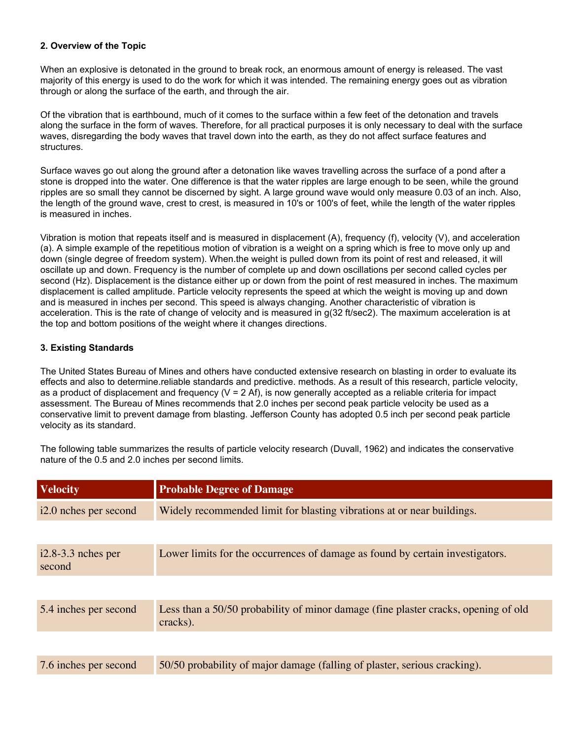**2. Overview of the Topic**

When an explosive is detonated in the ground to break rock, an enormous amount of energy is released. The vast majority of this energy is used to do the work for which it was intended. The remaining energy goes out as vibration through or along the surface of the earth, and through the air.

Of the vibration that is earthbound, much of it comes to the surface within a few feet of the detonation and travels along the surface in the form of waves. Therefore, for all practical purposes it is only necessary to deal with the surface waves, disregarding the body waves that travel down into the earth, as they do not affect surface features and structures.

Surface waves go out along the ground after a detonation like waves travelling across the surface of a pond after a stone is dropped into the water. One difference is that the water ripples are large enough to be seen, while the ground ripples are so small they cannot be discerned by sight. A large ground wave would only measure 0.03 of an inch. Also, the length of the ground wave, crest to crest, is measured in 10's or 100's of feet, while the length of the water ripples is measured in inches.

Vibration is motion that repeats itself and is measured in displacement (A), frequency (f), velocity (V), and acceleration (a). A simple example of the repetitious motion of vibration is a weight on a spring which is free to move only up and down (single degree of freedom system). When.the weight is pulled down from its point of rest and released, it will oscillate up and down. Frequency is the number of complete up and down oscillations per second called cycles per second (Hz). Displacement is the distance either up or down from the point of rest measured in inches. The maximum displacement is called amplitude. Particle velocity represents the speed at which the weight is moving up and down and is measured in inches per second. This speed is always changing. Another characteristic of vibration is acceleration. This is the rate of change of velocity and is measured in g(32 ft/sec2). The maximum acceleration is at the top and bottom positions of the weight where it changes directions.

**3. Existing Standards**

The United States Bureau of Mines and others have conducted extensive research on blasting in order to evaluate its effects and also to determine.reliable standards and predictive. methods. As a result of this research, particle velocity, as a product of displacement and frequency (V = 2 Af), is now generally accepted as a reliable criteria for impact assessment. The Bureau of Mines recommends that 2.0 inches per second peak particle velocity be used as a conservative limit to prevent damage from blasting. Jefferson County has adopted 0.5 inch per second peak particle velocity as its standard.

The following table summarizes the results of particle velocity research (Duvall, 1962) and indicates the conservative nature of the 0.5 and 2.0 inches per second limits.

| Velocity | Probable Degree of Damage |
|---|---|
| i2.0 nches per second | Widely recommended limit for blasting vibrations at or near buildings. |
| i2.8-3.3 nches per second | Lower limits for the occurrences of damage as found by certain investigators. |
| 5.4 inches per second | Less than a 50/50 probability of minor damage (fine plaster cracks, opening of old cracks). |
| 7.6 inches per second | 50/50 probability of major damage (falling of plaster, serious cracking). |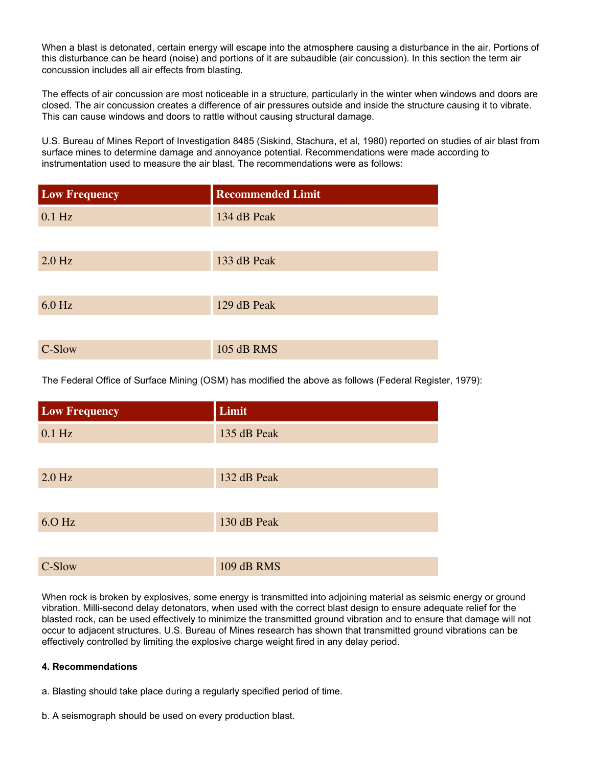When a blast is detonated, certain energy will escape into the atmosphere causing a disturbance in the air. Portions of this disturbance can be heard (noise) and portions of it are subaudible (air concussion). In this section the term air concussion includes all air effects from blasting.

The effects of air concussion are most noticeable in a structure, particularly in the winter when windows and doors are closed. The air concussion creates a difference of air pressures outside and inside the structure causing it to vibrate. This can cause windows and doors to rattle without causing structural damage.

U.S. Bureau of Mines Report of Investigation 8485 (Siskind, Stachura, et al, 1980) reported on studies of air blast from surface mines to determine damage and annoyance potential. Recommendations were made according to instrumentation used to measure the air blast. The recommendations were as follows:

| Low Frequency | Recommended Limit |
|---|---|
| 0.1 Hz | 134 dB Peak |
| 2.0 Hz | 133 dB Peak |
| 6.0 Hz | 129 dB Peak |
| C-Slow | 105 dB RMS |

The Federal Office of Surface Mining (OSM) has modified the above as follows (Federal Register, 1979):

| Low Frequency | Limit |
|---|---|
| 0.1 Hz | 135 dB Peak |
| 2.0 Hz | 132 dB Peak |
| 6.O Hz | 130 dB Peak |
| C-Slow | 109 dB RMS |

When rock is broken by explosives, some energy is transmitted into adjoining material as seismic energy or ground vibration. Milli-second delay detonators, when used with the correct blast design to ensure adequate relief for the blasted rock, can be used effectively to minimize the transmitted ground vibration and to ensure that damage will not occur to adjacent structures. U.S. Bureau of Mines research has shown that transmitted ground vibrations can be effectively controlled by limiting the explosive charge weight fired in any delay period.

**4. Recommendations**

a. Blasting should take place during a regularly specified period of time.

b. A seismograph should be used on every production blast.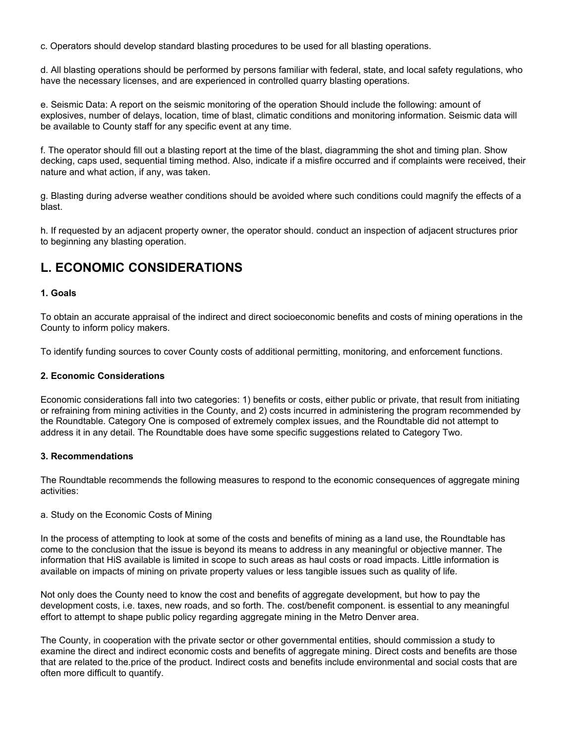c. Operators should develop standard blasting procedures to be used for all blasting operations.

d. All blasting operations should be performed by persons familiar with federal, state, and local safety regulations, who have the necessary licenses, and are experienced in controlled quarry blasting operations.

e. Seismic Data: A report on the seismic monitoring of the operation Should include the following: amount of explosives, number of delays, location, time of blast, climatic conditions and monitoring information. Seismic data will be available to County staff for any specific event at any time.

f. The operator should fill out a blasting report at the time of the blast, diagramming the shot and timing plan. Show decking, caps used, sequential timing method. Also, indicate if a misfire occurred and if complaints were received, their nature and what action, if any, was taken.

g. Blasting during adverse weather conditions should be avoided where such conditions could magnify the effects of a blast.

h. If requested by an adjacent property owner, the operator should. conduct an inspection of adjacent structures prior to beginning any blasting operation.

## L. ECONOMIC CONSIDERATIONS

**1. Goals**

To obtain an accurate appraisal of the indirect and direct socioeconomic benefits and costs of mining operations in the County to inform policy makers.

To identify funding sources to cover County costs of additional permitting, monitoring, and enforcement functions.

**2. Economic Considerations**

Economic considerations fall into two categories: 1) benefits or costs, either public or private, that result from initiating or refraining from mining activities in the County, and 2) costs incurred in administering the program recommended by the Roundtable. Category One is composed of extremely complex issues, and the Roundtable did not attempt to address it in any detail. The Roundtable does have some specific suggestions related to Category Two.

**3. Recommendations**

The Roundtable recommends the following measures to respond to the economic consequences of aggregate mining activities:

a. Study on the Economic Costs of Mining

In the process of attempting to look at some of the costs and benefits of mining as a land use, the Roundtable has come to the conclusion that the issue is beyond its means to address in any meaningful or objective manner. The information that HiS available is limited in scope to such areas as haul costs or road impacts. Little information is available on impacts of mining on private property values or less tangible issues such as quality of life.

Not only does the County need to know the cost and benefits of aggregate development, but how to pay the development costs, i.e. taxes, new roads, and so forth. The. cost/benefit component. is essential to any meaningful effort to attempt to shape public policy regarding aggregate mining in the Metro Denver area.

The County, in cooperation with the private sector or other governmental entities, should commission a study to examine the direct and indirect economic costs and benefits of aggregate mining. Direct costs and benefits are those that are related to the.price of the product. Indirect costs and benefits include environmental and social costs that are often more difficult to quantify.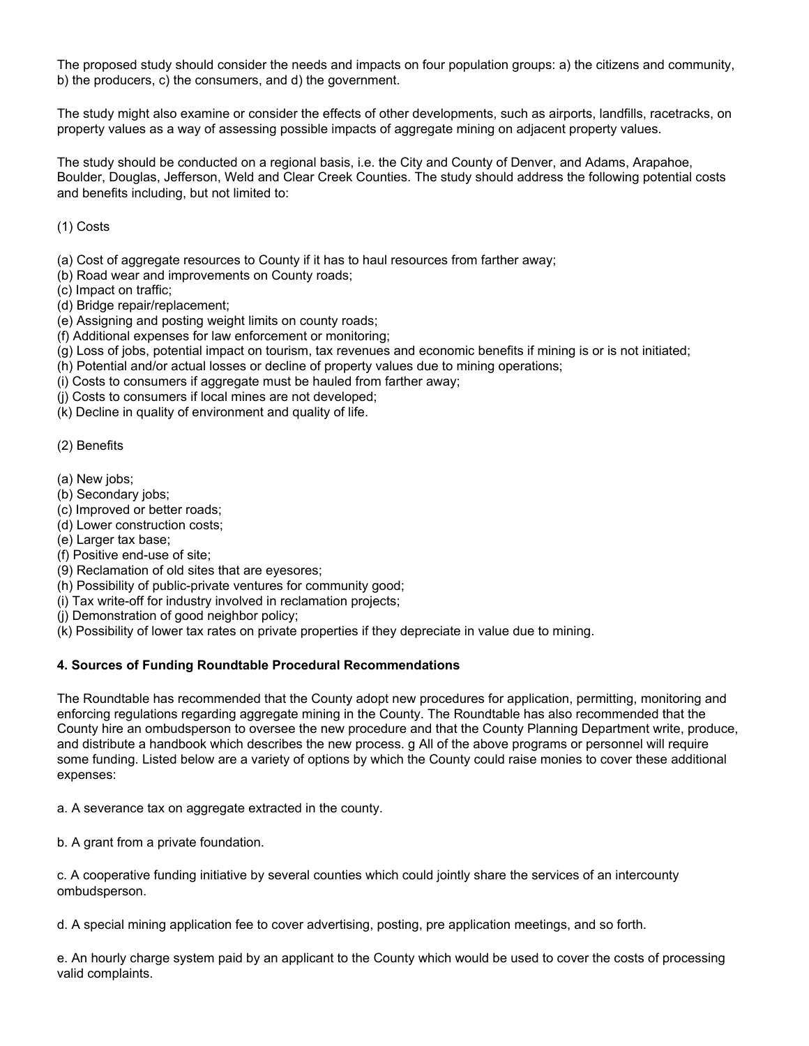The proposed study should consider the needs and impacts on four population groups: a) the citizens and community, b) the producers, c) the consumers, and d) the government.

The study might also examine or consider the effects of other developments, such as airports, landfills, racetracks, on property values as a way of assessing possible impacts of aggregate mining on adjacent property values.

The study should be conducted on a regional basis, i.e. the City and County of Denver, and Adams, Arapahoe, Boulder, Douglas, Jefferson, Weld and Clear Creek Counties. The study should address the following potential costs and benefits including, but not limited to:

(1) Costs

(a) Cost of aggregate resources to County if it has to haul resources from farther away;
(b) Road wear and improvements on County roads;
(c) Impact on traffic;
(d) Bridge repair/replacement;
(e) Assigning and posting weight limits on county roads;
(f) Additional expenses for law enforcement or monitoring;
(g) Loss of jobs, potential impact on tourism, tax revenues and economic benefits if mining is or is not initiated;
(h) Potential and/or actual losses or decline of property values due to mining operations;
(i) Costs to consumers if aggregate must be hauled from farther away;
(j) Costs to consumers if local mines are not developed;
(k) Decline in quality of environment and quality of life.

(2) Benefits

(a) New jobs;
(b) Secondary jobs;
(c) Improved or better roads;
(d) Lower construction costs;
(e) Larger tax base;
(f) Positive end-use of site;
(9) Reclamation of old sites that are eyesores;
(h) Possibility of public-private ventures for community good;
(i) Tax write-off for industry involved in reclamation projects;
(j) Demonstration of good neighbor policy;
(k) Possibility of lower tax rates on private properties if they depreciate in value due to mining.

**4. Sources of Funding Roundtable Procedural Recommendations**

The Roundtable has recommended that the County adopt new procedures for application, permitting, monitoring and enforcing regulations regarding aggregate mining in the County. The Roundtable has also recommended that the County hire an ombudsperson to oversee the new procedure and that the County Planning Department write, produce, and distribute a handbook which describes the new process. g All of the above programs or personnel will require some funding. Listed below are a variety of options by which the County could raise monies to cover these additional expenses:

a. A severance tax on aggregate extracted in the county.

b. A grant from a private foundation.

c. A cooperative funding initiative by several counties which could jointly share the services of an intercounty ombudsperson.

d. A special mining application fee to cover advertising, posting, pre application meetings, and so forth.

e. An hourly charge system paid by an applicant to the County which would be used to cover the costs of processing valid complaints.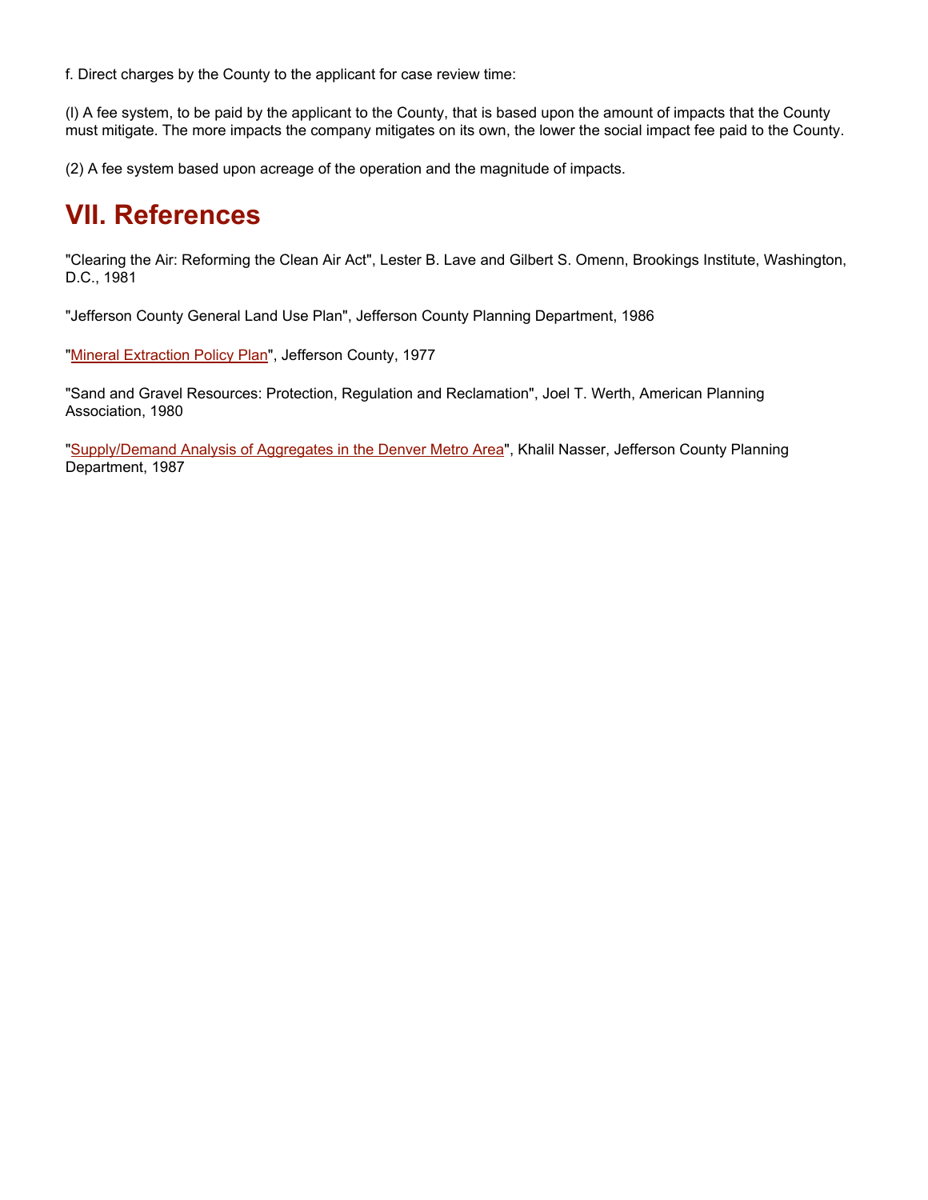f. Direct charges by the County to the applicant for case review time:

(l) A fee system, to be paid by the applicant to the County, that is based upon the amount of impacts that the County must mitigate. The more impacts the company mitigates on its own, the lower the social impact fee paid to the County.

(2) A fee system based upon acreage of the operation and the magnitude of impacts.

# VII. References

"Clearing the Air: Reforming the Clean Air Act", Lester B. Lave and Gilbert S. Omenn, Brookings Institute, Washington, D.C., 1981

"Jefferson County General Land Use Plan", Jefferson County Planning Department, 1986

"Mineral Extraction Policy Plan", Jefferson County, 1977

"Sand and Gravel Resources: Protection, Regulation and Reclamation", Joel T. Werth, American Planning Association, 1980

"Supply/Demand Analysis of Aggregates in the Denver Metro Area", Khalil Nasser, Jefferson County Planning Department, 1987